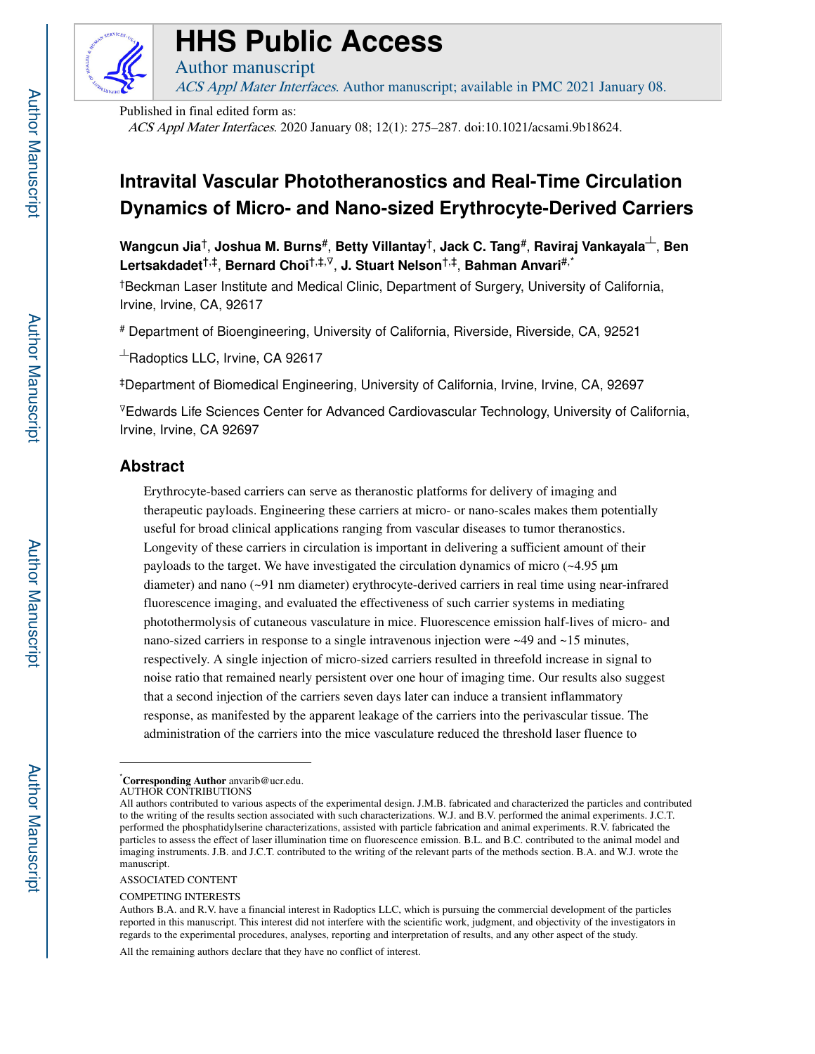# HHS Public Access

Author manuscript

*ACS Appl Mater Interfaces*. Author manuscript; available in PMC 2021 January 08.

Published in final edited form as:

*ACS Appl Mater Interfaces*. 2020 January 08; 12(1): 275–287. doi:10.1021/acsami.9b18624.

# Intravital Vascular Phototheranostics and Real-Time Circulation Dynamics of Micro- and Nano-sized Erythrocyte-Derived Carriers

**Wangcun Jia**[†], **Joshua M. Burns**[#], **Betty Villantay**[†], **Jack C. Tang**[#], **Raviraj Vankayala**[⊥], **Ben Lertsakdadet**[†,‡], **Bernard Choi**[†,‡,∇], **J. Stuart Nelson**[†,‡], **Bahman Anvari**[#,*]

[†]Beckman Laser Institute and Medical Clinic, Department of Surgery, University of California, Irvine, Irvine, CA, 92617

[#] Department of Bioengineering, University of California, Riverside, Riverside, CA, 92521

[⊥]Radoptics LLC, Irvine, CA 92617

[‡]Department of Biomedical Engineering, University of California, Irvine, Irvine, CA, 92697

[∇]Edwards Life Sciences Center for Advanced Cardiovascular Technology, University of California, Irvine, Irvine, CA 92697

## Abstract

Erythrocyte-based carriers can serve as theranostic platforms for delivery of imaging and therapeutic payloads. Engineering these carriers at micro- or nano-scales makes them potentially useful for broad clinical applications ranging from vascular diseases to tumor theranostics. Longevity of these carriers in circulation is important in delivering a sufficient amount of their payloads to the target. We have investigated the circulation dynamics of micro (~4.95 μm diameter) and nano (~91 nm diameter) erythrocyte-derived carriers in real time using near-infrared fluorescence imaging, and evaluated the effectiveness of such carrier systems in mediating photothermolysis of cutaneous vasculature in mice. Fluorescence emission half-lives of micro- and nano-sized carriers in response to a single intravenous injection were ~49 and ~15 minutes, respectively. A single injection of micro-sized carriers resulted in threefold increase in signal to noise ratio that remained nearly persistent over one hour of imaging time. Our results also suggest that a second injection of the carriers seven days later can induce a transient inflammatory response, as manifested by the apparent leakage of the carriers into the perivascular tissue. The administration of the carriers into the mice vasculature reduced the threshold laser fluence to

---

[*]**Corresponding Author** anvarib@ucr.edu.

AUTHOR CONTRIBUTIONS

All authors contributed to various aspects of the experimental design. J.M.B. fabricated and characterized the particles and contributed to the writing of the results section associated with such characterizations. W.J. and B.V. performed the animal experiments. J.C.T. performed the phosphatidylserine characterizations, assisted with particle fabrication and animal experiments. R.V. fabricated the particles to assess the effect of laser illumination time on fluorescence emission. B.L. and B.C. contributed to the animal model and imaging instruments. J.B. and J.C.T. contributed to the writing of the relevant parts of the methods section. B.A. and W.J. wrote the manuscript.

ASSOCIATED CONTENT

COMPETING INTERESTS

Authors B.A. and R.V. have a financial interest in Radoptics LLC, which is pursuing the commercial development of the particles reported in this manuscript. This interest did not interfere with the scientific work, judgment, and objectivity of the investigators in regards to the experimental procedures, analyses, reporting and interpretation of results, and any other aspect of the study.

All the remaining authors declare that they have no conflict of interest.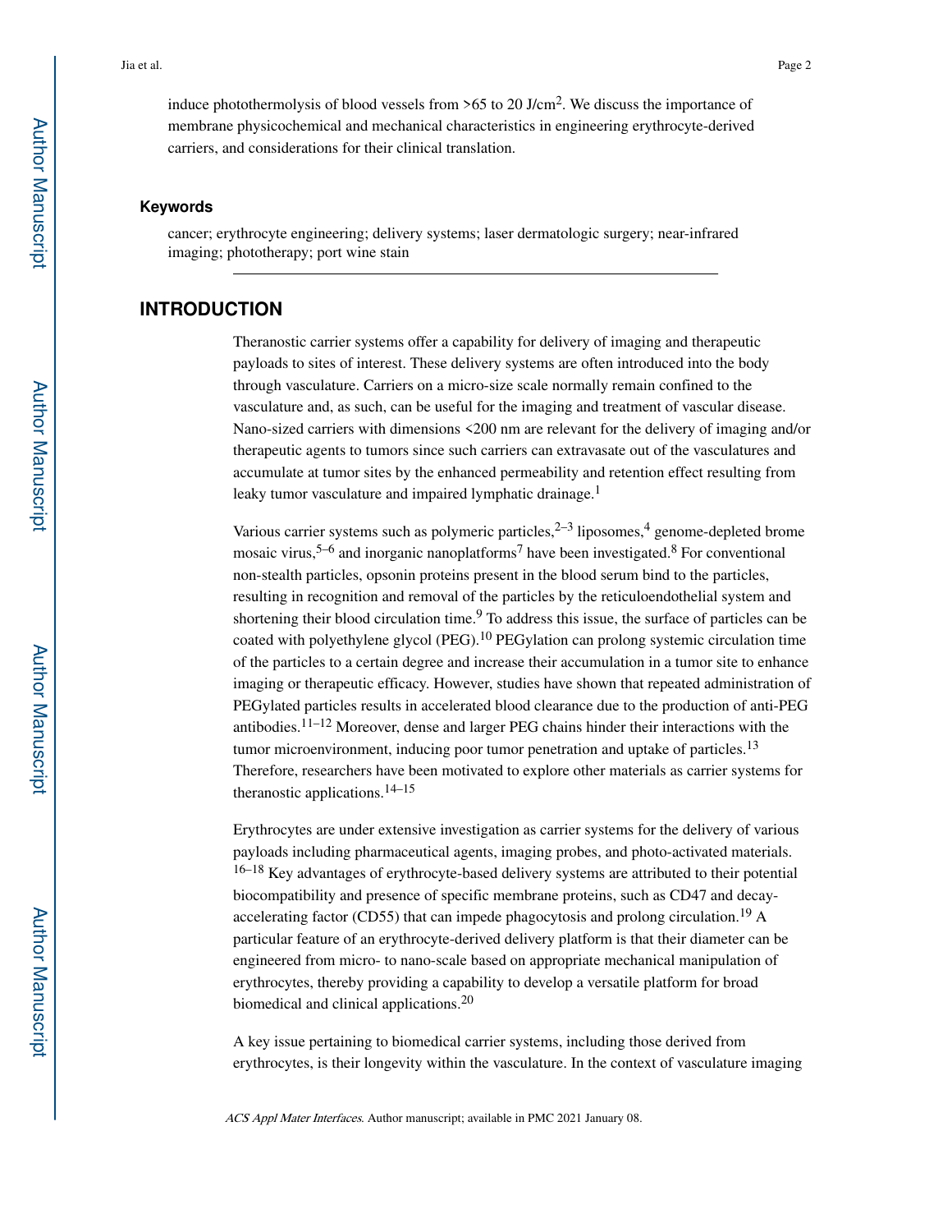induce photothermolysis of blood vessels from >65 to 20 J/cm$^2$. We discuss the importance of membrane physicochemical and mechanical characteristics in engineering erythrocyte-derived carriers, and considerations for their clinical translation.

### Keywords

cancer; erythrocyte engineering; delivery systems; laser dermatologic surgery; near-infrared imaging; phototherapy; port wine stain

## INTRODUCTION

Theranostic carrier systems offer a capability for delivery of imaging and therapeutic payloads to sites of interest. These delivery systems are often introduced into the body through vasculature. Carriers on a micro-size scale normally remain confined to the vasculature and, as such, can be useful for the imaging and treatment of vascular disease. Nano-sized carriers with dimensions <200 nm are relevant for the delivery of imaging and/or therapeutic agents to tumors since such carriers can extravasate out of the vasculatures and accumulate at tumor sites by the enhanced permeability and retention effect resulting from leaky tumor vasculature and impaired lymphatic drainage.[1]

Various carrier systems such as polymeric particles,[2–3] liposomes,[4] genome-depleted brome mosaic virus,[5–6] and inorganic nanoplatforms[7] have been investigated.[8] For conventional non-stealth particles, opsonin proteins present in the blood serum bind to the particles, resulting in recognition and removal of the particles by the reticuloendothelial system and shortening their blood circulation time.[9] To address this issue, the surface of particles can be coated with polyethylene glycol (PEG).[10] PEGylation can prolong systemic circulation time of the particles to a certain degree and increase their accumulation in a tumor site to enhance imaging or therapeutic efficacy. However, studies have shown that repeated administration of PEGylated particles results in accelerated blood clearance due to the production of anti-PEG antibodies.[11–12] Moreover, dense and larger PEG chains hinder their interactions with the tumor microenvironment, inducing poor tumor penetration and uptake of particles.[13] Therefore, researchers have been motivated to explore other materials as carrier systems for theranostic applications.[14–15]

Erythrocytes are under extensive investigation as carrier systems for the delivery of various payloads including pharmaceutical agents, imaging probes, and photo-activated materials.[16–18] Key advantages of erythrocyte-based delivery systems are attributed to their potential biocompatibility and presence of specific membrane proteins, such as CD47 and decay-accelerating factor (CD55) that can impede phagocytosis and prolong circulation.[19] A particular feature of an erythrocyte-derived delivery platform is that their diameter can be engineered from micro- to nano-scale based on appropriate mechanical manipulation of erythrocytes, thereby providing a capability to develop a versatile platform for broad biomedical and clinical applications.[20]

A key issue pertaining to biomedical carrier systems, including those derived from erythrocytes, is their longevity within the vasculature. In the context of vasculature imaging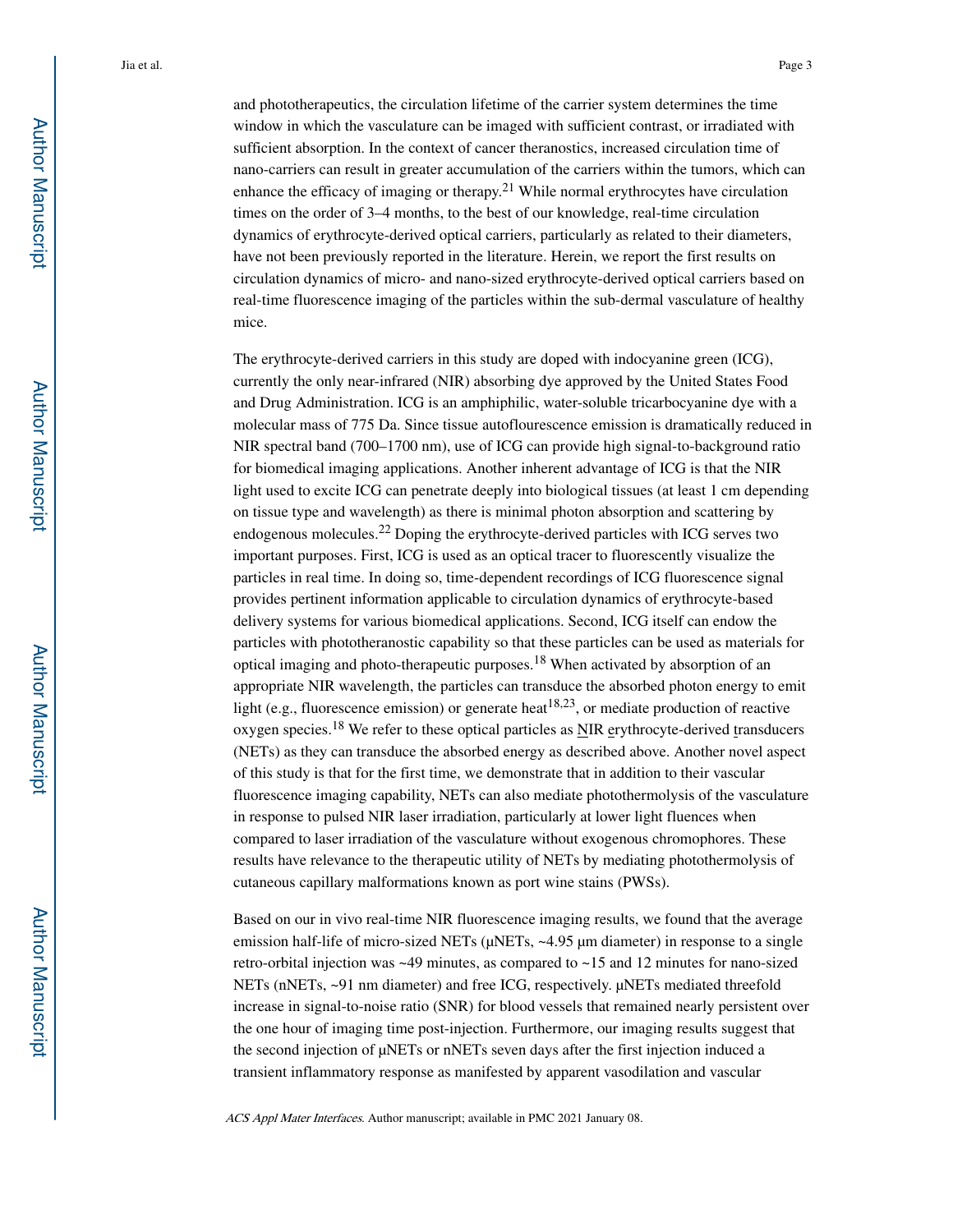and phototherapeutics, the circulation lifetime of the carrier system determines the time window in which the vasculature can be imaged with sufficient contrast, or irradiated with sufficient absorption. In the context of cancer theranostics, increased circulation time of nano-carriers can result in greater accumulation of the carriers within the tumors, which can enhance the efficacy of imaging or therapy.[21] While normal erythrocytes have circulation times on the order of 3–4 months, to the best of our knowledge, real-time circulation dynamics of erythrocyte-derived optical carriers, particularly as related to their diameters, have not been previously reported in the literature. Herein, we report the first results on circulation dynamics of micro- and nano-sized erythrocyte-derived optical carriers based on real-time fluorescence imaging of the particles within the sub-dermal vasculature of healthy mice.

The erythrocyte-derived carriers in this study are doped with indocyanine green (ICG), currently the only near-infrared (NIR) absorbing dye approved by the United States Food and Drug Administration. ICG is an amphiphilic, water-soluble tricarbocyanine dye with a molecular mass of 775 Da. Since tissue autoflourescence emission is dramatically reduced in NIR spectral band (700–1700 nm), use of ICG can provide high signal-to-background ratio for biomedical imaging applications. Another inherent advantage of ICG is that the NIR light used to excite ICG can penetrate deeply into biological tissues (at least 1 cm depending on tissue type and wavelength) as there is minimal photon absorption and scattering by endogenous molecules.[22] Doping the erythrocyte-derived particles with ICG serves two important purposes. First, ICG is used as an optical tracer to fluorescently visualize the particles in real time. In doing so, time-dependent recordings of ICG fluorescence signal provides pertinent information applicable to circulation dynamics of erythrocyte-based delivery systems for various biomedical applications. Second, ICG itself can endow the particles with phototheranostic capability so that these particles can be used as materials for optical imaging and photo-therapeutic purposes.[18] When activated by absorption of an appropriate NIR wavelength, the particles can transduce the absorbed photon energy to emit light (e.g., fluorescence emission) or generate heat[18,23], or mediate production of reactive oxygen species.[18] We refer to these optical particles as NIR erythrocyte-derived transducers (NETs) as they can transduce the absorbed energy as described above. Another novel aspect of this study is that for the first time, we demonstrate that in addition to their vascular fluorescence imaging capability, NETs can also mediate photothermolysis of the vasculature in response to pulsed NIR laser irradiation, particularly at lower light fluences when compared to laser irradiation of the vasculature without exogenous chromophores. These results have relevance to the therapeutic utility of NETs by mediating photothermolysis of cutaneous capillary malformations known as port wine stains (PWSs).

Based on our in vivo real-time NIR fluorescence imaging results, we found that the average emission half-life of micro-sized NETs (μNETs, ~4.95 μm diameter) in response to a single retro-orbital injection was ~49 minutes, as compared to ~15 and 12 minutes for nano-sized NETs (nNETs, ~91 nm diameter) and free ICG, respectively. μNETs mediated threefold increase in signal-to-noise ratio (SNR) for blood vessels that remained nearly persistent over the one hour of imaging time post-injection. Furthermore, our imaging results suggest that the second injection of μNETs or nNETs seven days after the first injection induced a transient inflammatory response as manifested by apparent vasodilation and vascular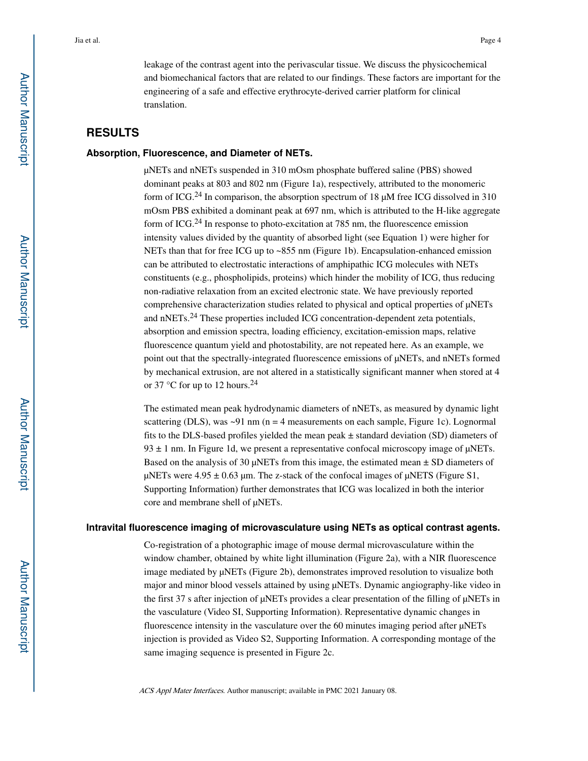leakage of the contrast agent into the perivascular tissue. We discuss the physicochemical and biomechanical factors that are related to our findings. These factors are important for the engineering of a safe and effective erythrocyte-derived carrier platform for clinical translation.

## RESULTS

### Absorption, Fluorescence, and Diameter of NETs.

μNETs and nNETs suspended in 310 mOsm phosphate buffered saline (PBS) showed dominant peaks at 803 and 802 nm (Figure 1a), respectively, attributed to the monomeric form of ICG.[24] In comparison, the absorption spectrum of 18 μM free ICG dissolved in 310 mOsm PBS exhibited a dominant peak at 697 nm, which is attributed to the H-like aggregate form of ICG.[24] In response to photo-excitation at 785 nm, the fluorescence emission intensity values divided by the quantity of absorbed light (see Equation 1) were higher for NETs than that for free ICG up to ~855 nm (Figure 1b). Encapsulation-enhanced emission can be attributed to electrostatic interactions of amphipathic ICG molecules with NETs constituents (e.g., phospholipids, proteins) which hinder the mobility of ICG, thus reducing non-radiative relaxation from an excited electronic state. We have previously reported comprehensive characterization studies related to physical and optical properties of μNETs and nNETs.[24] These properties included ICG concentration-dependent zeta potentials, absorption and emission spectra, loading efficiency, excitation-emission maps, relative fluorescence quantum yield and photostability, are not repeated here. As an example, we point out that the spectrally-integrated fluorescence emissions of μNETs, and nNETs formed by mechanical extrusion, are not altered in a statistically significant manner when stored at 4 or 37 °C for up to 12 hours.[24]

The estimated mean peak hydrodynamic diameters of nNETs, as measured by dynamic light scattering (DLS), was ~91 nm ($n = 4$ measurements on each sample, Figure 1c). Lognormal fits to the DLS-based profiles yielded the mean peak ± standard deviation (SD) diameters of $93 \pm 1$ nm. In Figure 1d, we present a representative confocal microscopy image of μNETs. Based on the analysis of 30 μNETs from this image, the estimated mean ± SD diameters of μNETs were $4.95 \pm 0.63$ μm. The z-stack of the confocal images of μNETS (Figure S1, Supporting Information) further demonstrates that ICG was localized in both the interior core and membrane shell of μNETs.

### Intravital fluorescence imaging of microvasculature using NETs as optical contrast agents.

Co-registration of a photographic image of mouse dermal microvasculature within the window chamber, obtained by white light illumination (Figure 2a), with a NIR fluorescence image mediated by μNETs (Figure 2b), demonstrates improved resolution to visualize both major and minor blood vessels attained by using μNETs. Dynamic angiography-like video in the first 37 s after injection of μNETs provides a clear presentation of the filling of μNETs in the vasculature (Video SI, Supporting Information). Representative dynamic changes in fluorescence intensity in the vasculature over the 60 minutes imaging period after μNETs injection is provided as Video S2, Supporting Information. A corresponding montage of the same imaging sequence is presented in Figure 2c.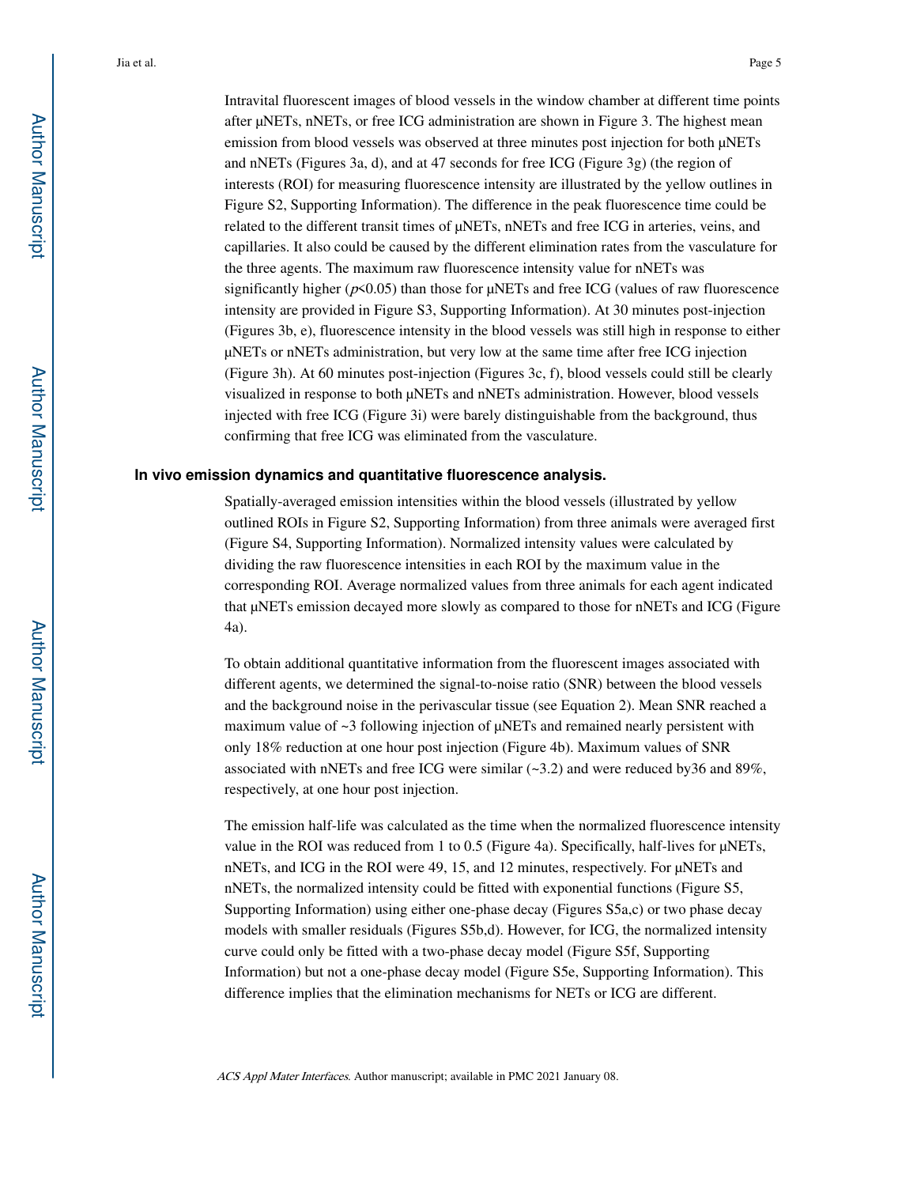Intravital fluorescent images of blood vessels in the window chamber at different time points after µNETs, nNETs, or free ICG administration are shown in Figure 3. The highest mean emission from blood vessels was observed at three minutes post injection for both µNETs and nNETs (Figures 3a, d), and at 47 seconds for free ICG (Figure 3g) (the region of interests (ROI) for measuring fluorescence intensity are illustrated by the yellow outlines in Figure S2, Supporting Information). The difference in the peak fluorescence time could be related to the different transit times of µNETs, nNETs and free ICG in arteries, veins, and capillaries. It also could be caused by the different elimination rates from the vasculature for the three agents. The maximum raw fluorescence intensity value for nNETs was significantly higher ($p<0.05$) than those for µNETs and free ICG (values of raw fluorescence intensity are provided in Figure S3, Supporting Information). At 30 minutes post-injection (Figures 3b, e), fluorescence intensity in the blood vessels was still high in response to either µNETs or nNETs administration, but very low at the same time after free ICG injection (Figure 3h). At 60 minutes post-injection (Figures 3c, f), blood vessels could still be clearly visualized in response to both µNETs and nNETs administration. However, blood vessels injected with free ICG (Figure 3i) were barely distinguishable from the background, thus confirming that free ICG was eliminated from the vasculature.

## In vivo emission dynamics and quantitative fluorescence analysis.

Spatially-averaged emission intensities within the blood vessels (illustrated by yellow outlined ROIs in Figure S2, Supporting Information) from three animals were averaged first (Figure S4, Supporting Information). Normalized intensity values were calculated by dividing the raw fluorescence intensities in each ROI by the maximum value in the corresponding ROI. Average normalized values from three animals for each agent indicated that µNETs emission decayed more slowly as compared to those for nNETs and ICG (Figure 4a).

To obtain additional quantitative information from the fluorescent images associated with different agents, we determined the signal-to-noise ratio (SNR) between the blood vessels and the background noise in the perivascular tissue (see Equation 2). Mean SNR reached a maximum value of ~3 following injection of µNETs and remained nearly persistent with only 18% reduction at one hour post injection (Figure 4b). Maximum values of SNR associated with nNETs and free ICG were similar (~3.2) and were reduced by36 and 89%, respectively, at one hour post injection.

The emission half-life was calculated as the time when the normalized fluorescence intensity value in the ROI was reduced from 1 to 0.5 (Figure 4a). Specifically, half-lives for µNETs, nNETs, and ICG in the ROI were 49, 15, and 12 minutes, respectively. For µNETs and nNETs, the normalized intensity could be fitted with exponential functions (Figure S5, Supporting Information) using either one-phase decay (Figures S5a,c) or two phase decay models with smaller residuals (Figures S5b,d). However, for ICG, the normalized intensity curve could only be fitted with a two-phase decay model (Figure S5f, Supporting Information) but not a one-phase decay model (Figure S5e, Supporting Information). This difference implies that the elimination mechanisms for NETs or ICG are different.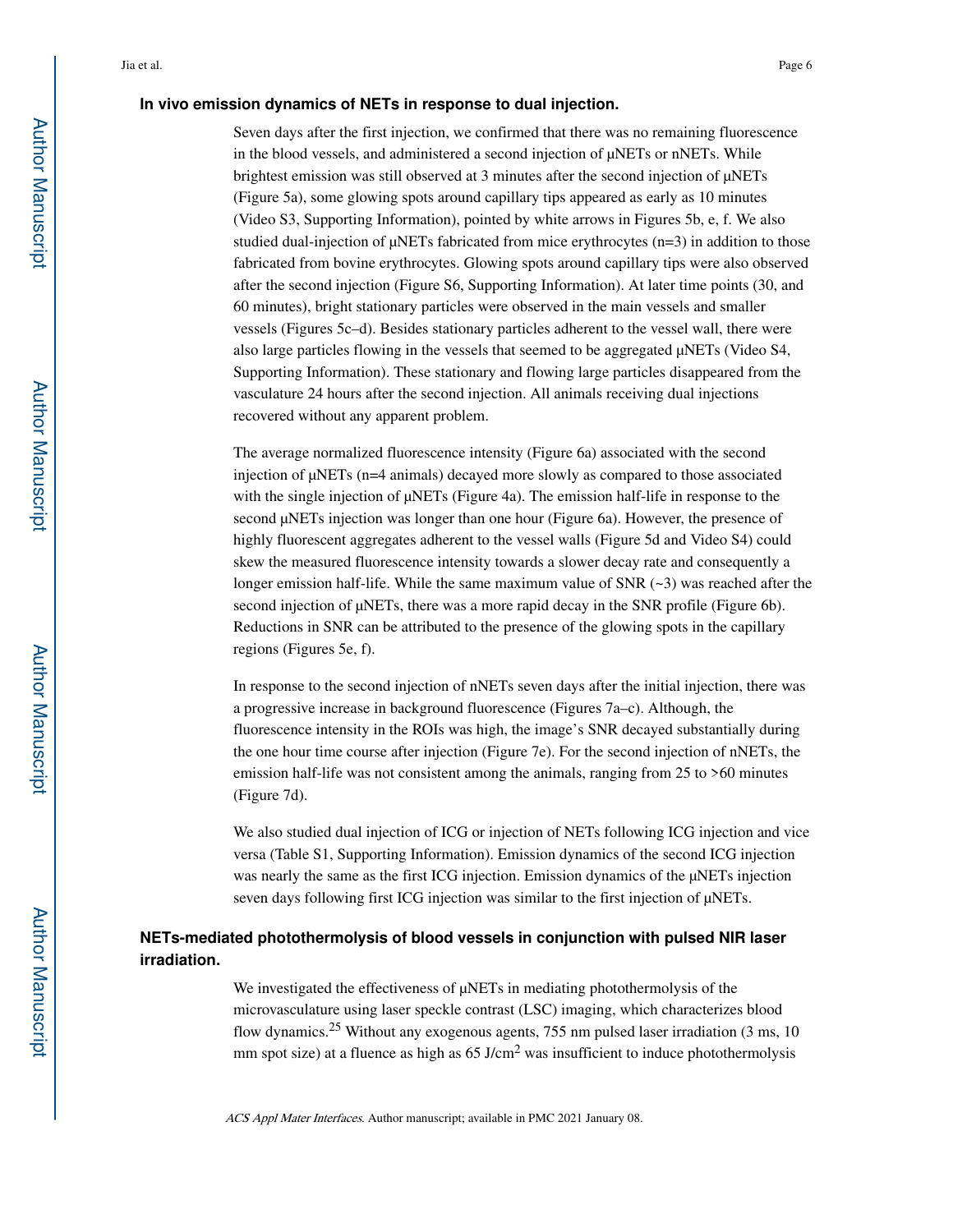### In vivo emission dynamics of NETs in response to dual injection.

Seven days after the first injection, we confirmed that there was no remaining fluorescence in the blood vessels, and administered a second injection of μNETs or nNETs. While brightest emission was still observed at 3 minutes after the second injection of μNETs (Figure 5a), some glowing spots around capillary tips appeared as early as 10 minutes (Video S3, Supporting Information), pointed by white arrows in Figures 5b, e, f. We also studied dual-injection of μNETs fabricated from mice erythrocytes (n=3) in addition to those fabricated from bovine erythrocytes. Glowing spots around capillary tips were also observed after the second injection (Figure S6, Supporting Information). At later time points (30, and 60 minutes), bright stationary particles were observed in the main vessels and smaller vessels (Figures 5c–d). Besides stationary particles adherent to the vessel wall, there were also large particles flowing in the vessels that seemed to be aggregated μNETs (Video S4, Supporting Information). These stationary and flowing large particles disappeared from the vasculature 24 hours after the second injection. All animals receiving dual injections recovered without any apparent problem.

The average normalized fluorescence intensity (Figure 6a) associated with the second injection of μNETs (n=4 animals) decayed more slowly as compared to those associated with the single injection of μNETs (Figure 4a). The emission half-life in response to the second μNETs injection was longer than one hour (Figure 6a). However, the presence of highly fluorescent aggregates adherent to the vessel walls (Figure 5d and Video S4) could skew the measured fluorescence intensity towards a slower decay rate and consequently a longer emission half-life. While the same maximum value of SNR (~3) was reached after the second injection of μNETs, there was a more rapid decay in the SNR profile (Figure 6b). Reductions in SNR can be attributed to the presence of the glowing spots in the capillary regions (Figures 5e, f).

In response to the second injection of nNETs seven days after the initial injection, there was a progressive increase in background fluorescence (Figures 7a–c). Although, the fluorescence intensity in the ROIs was high, the image's SNR decayed substantially during the one hour time course after injection (Figure 7e). For the second injection of nNETs, the emission half-life was not consistent among the animals, ranging from 25 to >60 minutes (Figure 7d).

We also studied dual injection of ICG or injection of NETs following ICG injection and vice versa (Table S1, Supporting Information). Emission dynamics of the second ICG injection was nearly the same as the first ICG injection. Emission dynamics of the μNETs injection seven days following first ICG injection was similar to the first injection of μNETs.

### NETs-mediated photothermolysis of blood vessels in conjunction with pulsed NIR laser irradiation.

We investigated the effectiveness of μNETs in mediating photothermolysis of the microvasculature using laser speckle contrast (LSC) imaging, which characterizes blood flow dynamics.[25] Without any exogenous agents, 755 nm pulsed laser irradiation (3 ms, 10 mm spot size) at a fluence as high as 65 J/cm$^2$ was insufficient to induce photothermolysis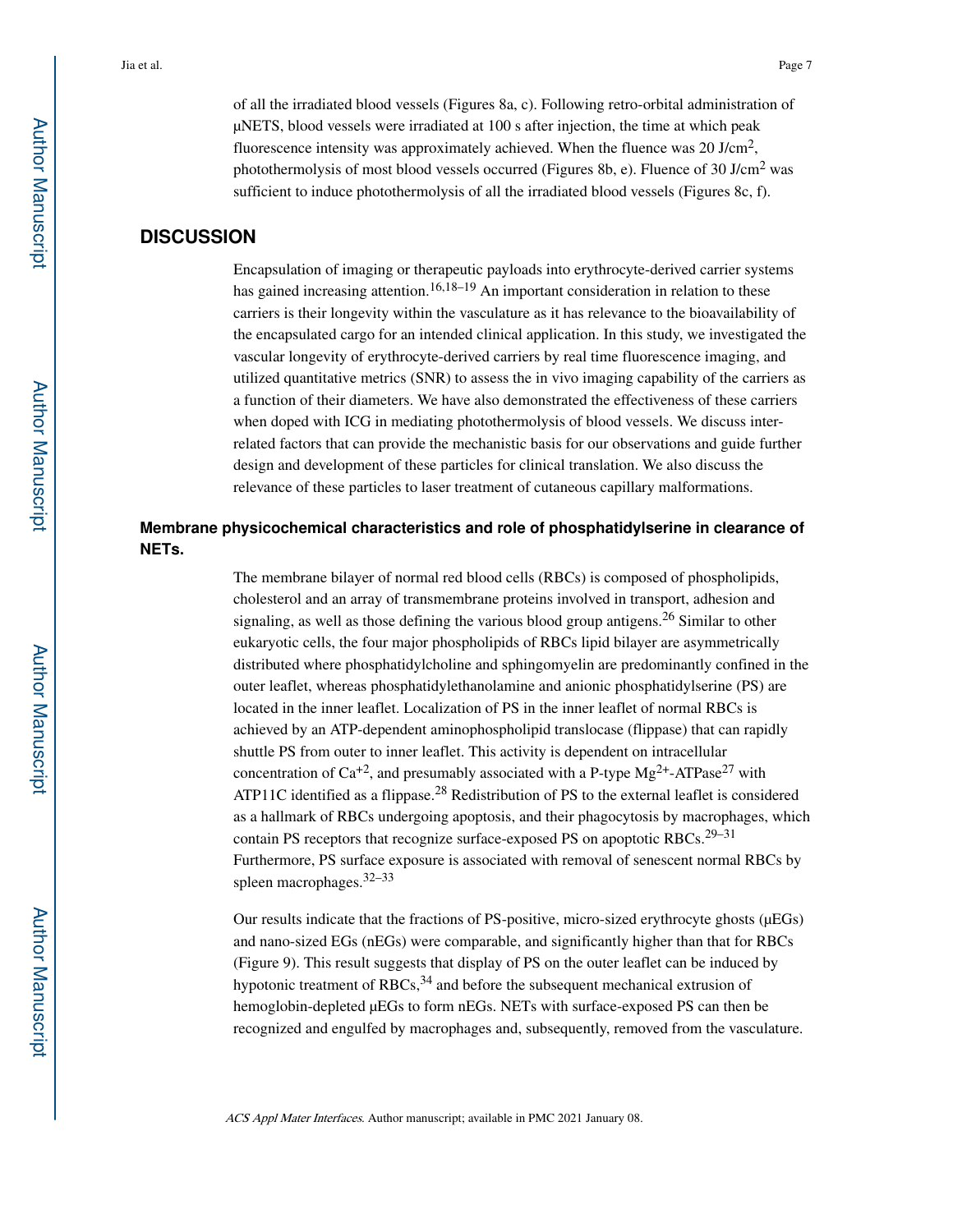of all the irradiated blood vessels (Figures 8a, c). Following retro-orbital administration of μNETS, blood vessels were irradiated at 100 s after injection, the time at which peak fluorescence intensity was approximately achieved. When the fluence was 20 J/cm$^2$, photothermolysis of most blood vessels occurred (Figures 8b, e). Fluence of 30 J/cm$^2$ was sufficient to induce photothermolysis of all the irradiated blood vessels (Figures 8c, f).

## DISCUSSION

Encapsulation of imaging or therapeutic payloads into erythrocyte-derived carrier systems has gained increasing attention.[16,18–19] An important consideration in relation to these carriers is their longevity within the vasculature as it has relevance to the bioavailability of the encapsulated cargo for an intended clinical application. In this study, we investigated the vascular longevity of erythrocyte-derived carriers by real time fluorescence imaging, and utilized quantitative metrics (SNR) to assess the in vivo imaging capability of the carriers as a function of their diameters. We have also demonstrated the effectiveness of these carriers when doped with ICG in mediating photothermolysis of blood vessels. We discuss inter-related factors that can provide the mechanistic basis for our observations and guide further design and development of these particles for clinical translation. We also discuss the relevance of these particles to laser treatment of cutaneous capillary malformations.

### Membrane physicochemical characteristics and role of phosphatidylserine in clearance of NETs.

The membrane bilayer of normal red blood cells (RBCs) is composed of phospholipids, cholesterol and an array of transmembrane proteins involved in transport, adhesion and signaling, as well as those defining the various blood group antigens.[26] Similar to other eukaryotic cells, the four major phospholipids of RBCs lipid bilayer are asymmetrically distributed where phosphatidylcholine and sphingomyelin are predominantly confined in the outer leaflet, whereas phosphatidylethanolamine and anionic phosphatidylserine (PS) are located in the inner leaflet. Localization of PS in the inner leaflet of normal RBCs is achieved by an ATP-dependent aminophospholipid translocase (flippase) that can rapidly shuttle PS from outer to inner leaflet. This activity is dependent on intracellular concentration of $Ca^{+2}$, and presumably associated with a P-type $Mg^{2+}$-ATPase[27] with ATP11C identified as a flippase.[28] Redistribution of PS to the external leaflet is considered as a hallmark of RBCs undergoing apoptosis, and their phagocytosis by macrophages, which contain PS receptors that recognize surface-exposed PS on apoptotic RBCs.[29–31] Furthermore, PS surface exposure is associated with removal of senescent normal RBCs by spleen macrophages.[32–33]

Our results indicate that the fractions of PS-positive, micro-sized erythrocyte ghosts (μEGs) and nano-sized EGs (nEGs) were comparable, and significantly higher than that for RBCs (Figure 9). This result suggests that display of PS on the outer leaflet can be induced by hypotonic treatment of RBCs,[34] and before the subsequent mechanical extrusion of hemoglobin-depleted μEGs to form nEGs. NETs with surface-exposed PS can then be recognized and engulfed by macrophages and, subsequently, removed from the vasculature.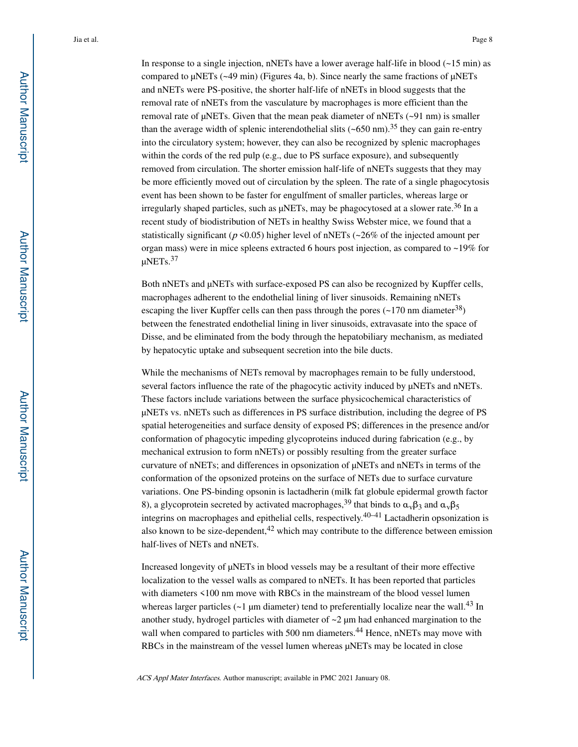In response to a single injection, nNETs have a lower average half-life in blood (~15 min) as compared to μNETs (~49 min) (Figures 4a, b). Since nearly the same fractions of μNETs and nNETs were PS-positive, the shorter half-life of nNETs in blood suggests that the removal rate of nNETs from the vasculature by macrophages is more efficient than the removal rate of μNETs. Given that the mean peak diameter of nNETs (~91 nm) is smaller than the average width of splenic interendothelial slits (~650 nm).[35] they can gain re-entry into the circulatory system; however, they can also be recognized by splenic macrophages within the cords of the red pulp (e.g., due to PS surface exposure), and subsequently removed from circulation. The shorter emission half-life of nNETs suggests that they may be more efficiently moved out of circulation by the spleen. The rate of a single phagocytosis event has been shown to be faster for engulfment of smaller particles, whereas large or irregularly shaped particles, such as μNETs, may be phagocytosed at a slower rate.[36] In a recent study of biodistribution of NETs in healthy Swiss Webster mice, we found that a statistically significant ($p < 0.05$) higher level of nNETs (~26% of the injected amount per organ mass) were in mice spleens extracted 6 hours post injection, as compared to ~19% for μNETs.[37]

Both nNETs and μNETs with surface-exposed PS can also be recognized by Kupffer cells, macrophages adherent to the endothelial lining of liver sinusoids. Remaining nNETs escaping the liver Kupffer cells can then pass through the pores (~170 nm diameter[38]) between the fenestrated endothelial lining in liver sinusoids, extravasate into the space of Disse, and be eliminated from the body through the hepatobiliary mechanism, as mediated by hepatocytic uptake and subsequent secretion into the bile ducts.

While the mechanisms of NETs removal by macrophages remain to be fully understood, several factors influence the rate of the phagocytic activity induced by μNETs and nNETs. These factors include variations between the surface physicochemical characteristics of μNETs vs. nNETs such as differences in PS surface distribution, including the degree of PS spatial heterogeneities and surface density of exposed PS; differences in the presence and/or conformation of phagocytic impeding glycoproteins induced during fabrication (e.g., by mechanical extrusion to form nNETs) or possibly resulting from the greater surface curvature of nNETs; and differences in opsonization of μNETs and nNETs in terms of the conformation of the opsonized proteins on the surface of NETs due to surface curvature variations. One PS-binding opsonin is lactadherin (milk fat globule epidermal growth factor 8), a glycoprotein secreted by activated macrophages,[39] that binds to $\alpha_v\beta_3$ and $\alpha_v\beta_5$ integrins on macrophages and epithelial cells, respectively.[40–41] Lactadherin opsonization is also known to be size-dependent,[42] which may contribute to the difference between emission half-lives of NETs and nNETs.

Increased longevity of μNETs in blood vessels may be a resultant of their more effective localization to the vessel walls as compared to nNETs. It has been reported that particles with diameters <100 nm move with RBCs in the mainstream of the blood vessel lumen whereas larger particles (~1 μm diameter) tend to preferentially localize near the wall.[43] In another study, hydrogel particles with diameter of ~2 μm had enhanced margination to the wall when compared to particles with 500 nm diameters.[44] Hence, nNETs may move with RBCs in the mainstream of the vessel lumen whereas μNETs may be located in close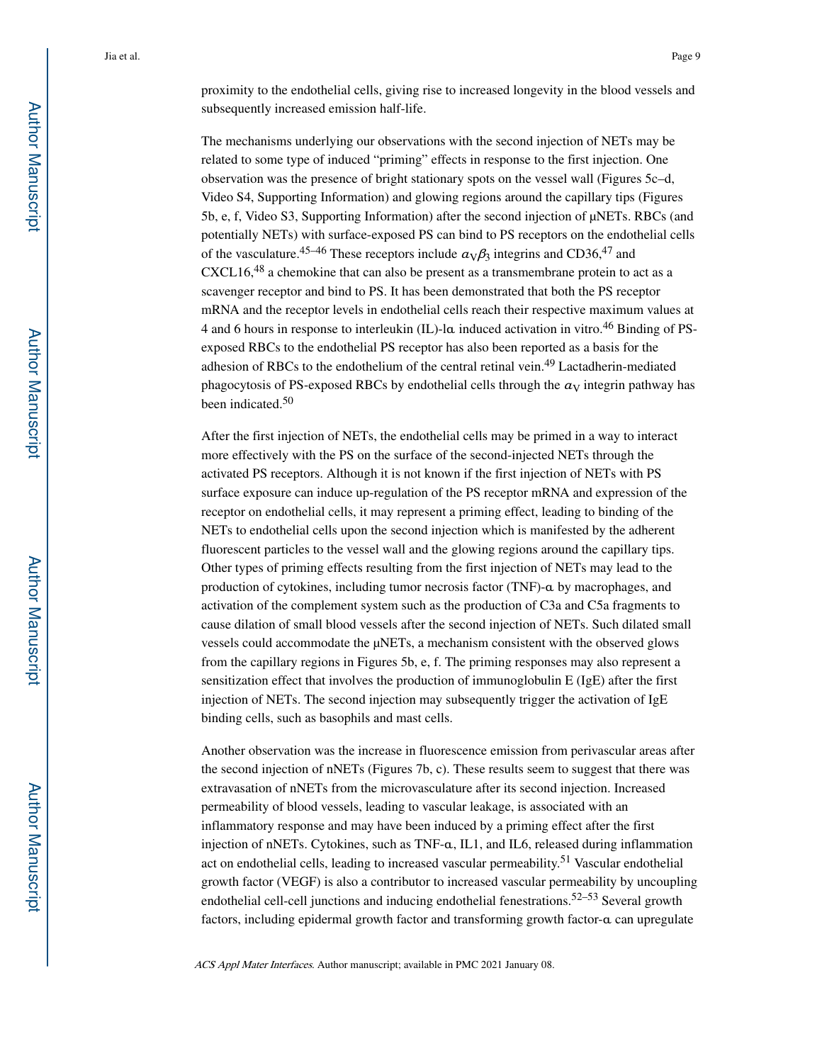proximity to the endothelial cells, giving rise to increased longevity in the blood vessels and subsequently increased emission half-life.

The mechanisms underlying our observations with the second injection of NETs may be related to some type of induced "priming" effects in response to the first injection. One observation was the presence of bright stationary spots on the vessel wall (Figures 5c–d, Video S4, Supporting Information) and glowing regions around the capillary tips (Figures 5b, e, f, Video S3, Supporting Information) after the second injection of μNETs. RBCs (and potentially NETs) with surface-exposed PS can bind to PS receptors on the endothelial cells of the vasculature.[45–46] These receptors include $\alpha_V\beta_3$ integrins and CD36,[47] and CXCL16,[48] a chemokine that can also be present as a transmembrane protein to act as a scavenger receptor and bind to PS. It has been demonstrated that both the PS receptor mRNA and the receptor levels in endothelial cells reach their respective maximum values at 4 and 6 hours in response to interleukin (IL)-1α induced activation in vitro.[46] Binding of PS-exposed RBCs to the endothelial PS receptor has also been reported as a basis for the adhesion of RBCs to the endothelium of the central retinal vein.[49] Lactadherin-mediated phagocytosis of PS-exposed RBCs by endothelial cells through the $\alpha_V$ integrin pathway has been indicated.[50]

After the first injection of NETs, the endothelial cells may be primed in a way to interact more effectively with the PS on the surface of the second-injected NETs through the activated PS receptors. Although it is not known if the first injection of NETs with PS surface exposure can induce up-regulation of the PS receptor mRNA and expression of the receptor on endothelial cells, it may represent a priming effect, leading to binding of the NETs to endothelial cells upon the second injection which is manifested by the adherent fluorescent particles to the vessel wall and the glowing regions around the capillary tips. Other types of priming effects resulting from the first injection of NETs may lead to the production of cytokines, including tumor necrosis factor (TNF)-α by macrophages, and activation of the complement system such as the production of C3a and C5a fragments to cause dilation of small blood vessels after the second injection of NETs. Such dilated small vessels could accommodate the μNETs, a mechanism consistent with the observed glows from the capillary regions in Figures 5b, e, f. The priming responses may also represent a sensitization effect that involves the production of immunoglobulin E (IgE) after the first injection of NETs. The second injection may subsequently trigger the activation of IgE binding cells, such as basophils and mast cells.

Another observation was the increase in fluorescence emission from perivascular areas after the second injection of nNETs (Figures 7b, c). These results seem to suggest that there was extravasation of nNETs from the microvasculature after its second injection. Increased permeability of blood vessels, leading to vascular leakage, is associated with an inflammatory response and may have been induced by a priming effect after the first injection of nNETs. Cytokines, such as TNF-α, IL1, and IL6, released during inflammation act on endothelial cells, leading to increased vascular permeability.[51] Vascular endothelial growth factor (VEGF) is also a contributor to increased vascular permeability by uncoupling endothelial cell-cell junctions and inducing endothelial fenestrations.[52–53] Several growth factors, including epidermal growth factor and transforming growth factor-α can upregulate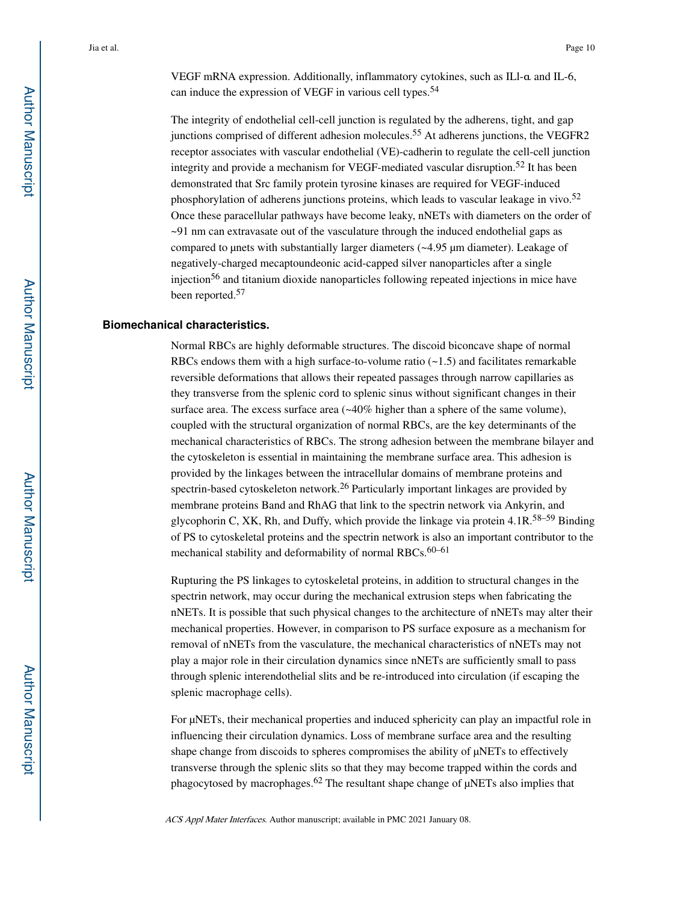VEGF mRNA expression. Additionally, inflammatory cytokines, such as ILl-α and IL-6, can induce the expression of VEGF in various cell types.[54]

The integrity of endothelial cell-cell junction is regulated by the adherens, tight, and gap junctions comprised of different adhesion molecules.[55] At adherens junctions, the VEGFR2 receptor associates with vascular endothelial (VE)-cadherin to regulate the cell-cell junction integrity and provide a mechanism for VEGF-mediated vascular disruption.[52] It has been demonstrated that Src family protein tyrosine kinases are required for VEGF-induced phosphorylation of adherens junctions proteins, which leads to vascular leakage in vivo.[52] Once these paracellular pathways have become leaky, nNETs with diameters on the order of ~91 nm can extravasate out of the vasculature through the induced endothelial gaps as compared to μnets with substantially larger diameters (~4.95 μm diameter). Leakage of negatively-charged mecaptoundeonic acid-capped silver nanoparticles after a single injection[56] and titanium dioxide nanoparticles following repeated injections in mice have been reported.[57]

### Biomechanical characteristics.

Normal RBCs are highly deformable structures. The discoid biconcave shape of normal RBCs endows them with a high surface-to-volume ratio (~1.5) and facilitates remarkable reversible deformations that allows their repeated passages through narrow capillaries as they transverse from the splenic cord to splenic sinus without significant changes in their surface area. The excess surface area (~40% higher than a sphere of the same volume), coupled with the structural organization of normal RBCs, are the key determinants of the mechanical characteristics of RBCs. The strong adhesion between the membrane bilayer and the cytoskeleton is essential in maintaining the membrane surface area. This adhesion is provided by the linkages between the intracellular domains of membrane proteins and spectrin-based cytoskeleton network.[26] Particularly important linkages are provided by membrane proteins Band and RhAG that link to the spectrin network via Ankyrin, and glycophorin C, XK, Rh, and Duffy, which provide the linkage via protein 4.1R.[58–59] Binding of PS to cytoskeletal proteins and the spectrin network is also an important contributor to the mechanical stability and deformability of normal RBCs.[60–61]

Rupturing the PS linkages to cytoskeletal proteins, in addition to structural changes in the spectrin network, may occur during the mechanical extrusion steps when fabricating the nNETs. It is possible that such physical changes to the architecture of nNETs may alter their mechanical properties. However, in comparison to PS surface exposure as a mechanism for removal of nNETs from the vasculature, the mechanical characteristics of nNETs may not play a major role in their circulation dynamics since nNETs are sufficiently small to pass through splenic interendothelial slits and be re-introduced into circulation (if escaping the splenic macrophage cells).

For μNETs, their mechanical properties and induced sphericity can play an impactful role in influencing their circulation dynamics. Loss of membrane surface area and the resulting shape change from discoids to spheres compromises the ability of μNETs to effectively transverse through the splenic slits so that they may become trapped within the cords and phagocytosed by macrophages.[62] The resultant shape change of μNETs also implies that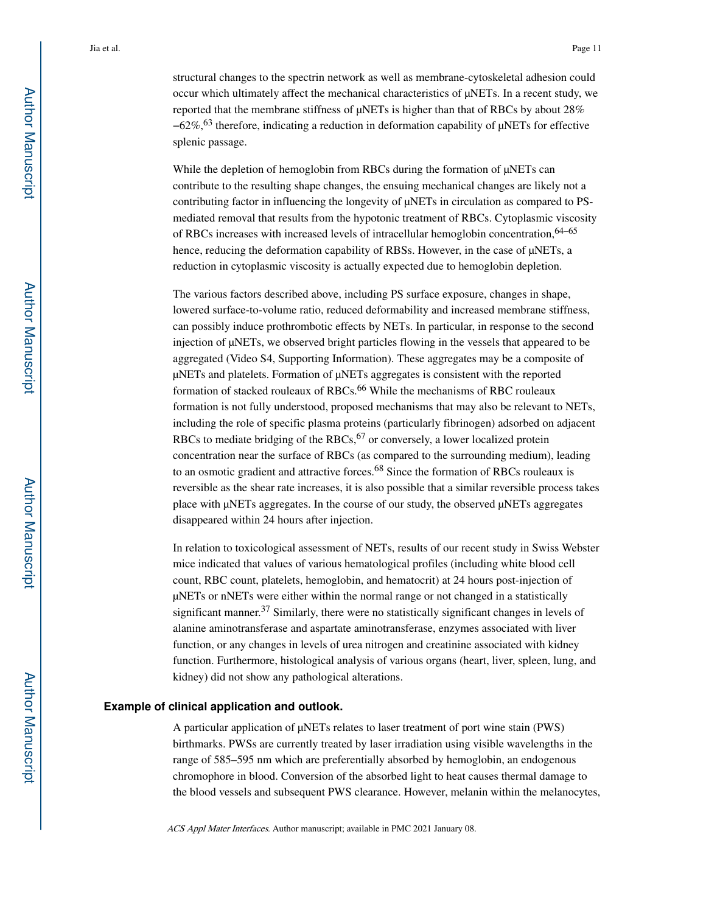structural changes to the spectrin network as well as membrane-cytoskeletal adhesion could occur which ultimately affect the mechanical characteristics of μNETs. In a recent study, we reported that the membrane stiffness of μNETs is higher than that of RBCs by about 28% –62%,[63] therefore, indicating a reduction in deformation capability of μNETs for effective splenic passage.

While the depletion of hemoglobin from RBCs during the formation of μNETs can contribute to the resulting shape changes, the ensuing mechanical changes are likely not a contributing factor in influencing the longevity of μNETs in circulation as compared to PS-mediated removal that results from the hypotonic treatment of RBCs. Cytoplasmic viscosity of RBCs increases with increased levels of intracellular hemoglobin concentration,[64–65] hence, reducing the deformation capability of RBSs. However, in the case of μNETs, a reduction in cytoplasmic viscosity is actually expected due to hemoglobin depletion.

The various factors described above, including PS surface exposure, changes in shape, lowered surface-to-volume ratio, reduced deformability and increased membrane stiffness, can possibly induce prothrombotic effects by NETs. In particular, in response to the second injection of μNETs, we observed bright particles flowing in the vessels that appeared to be aggregated (Video S4, Supporting Information). These aggregates may be a composite of μNETs and platelets. Formation of μNETs aggregates is consistent with the reported formation of stacked rouleaux of RBCs.[66] While the mechanisms of RBC rouleaux formation is not fully understood, proposed mechanisms that may also be relevant to NETs, including the role of specific plasma proteins (particularly fibrinogen) adsorbed on adjacent RBCs to mediate bridging of the RBCs,[67] or conversely, a lower localized protein concentration near the surface of RBCs (as compared to the surrounding medium), leading to an osmotic gradient and attractive forces.[68] Since the formation of RBCs rouleaux is reversible as the shear rate increases, it is also possible that a similar reversible process takes place with μNETs aggregates. In the course of our study, the observed μNETs aggregates disappeared within 24 hours after injection.

In relation to toxicological assessment of NETs, results of our recent study in Swiss Webster mice indicated that values of various hematological profiles (including white blood cell count, RBC count, platelets, hemoglobin, and hematocrit) at 24 hours post-injection of μNETs or nNETs were either within the normal range or not changed in a statistically significant manner.[37] Similarly, there were no statistically significant changes in levels of alanine aminotransferase and aspartate aminotransferase, enzymes associated with liver function, or any changes in levels of urea nitrogen and creatinine associated with kidney function. Furthermore, histological analysis of various organs (heart, liver, spleen, lung, and kidney) did not show any pathological alterations.

### Example of clinical application and outlook.

A particular application of μNETs relates to laser treatment of port wine stain (PWS) birthmarks. PWSs are currently treated by laser irradiation using visible wavelengths in the range of 585–595 nm which are preferentially absorbed by hemoglobin, an endogenous chromophore in blood. Conversion of the absorbed light to heat causes thermal damage to the blood vessels and subsequent PWS clearance. However, melanin within the melanocytes,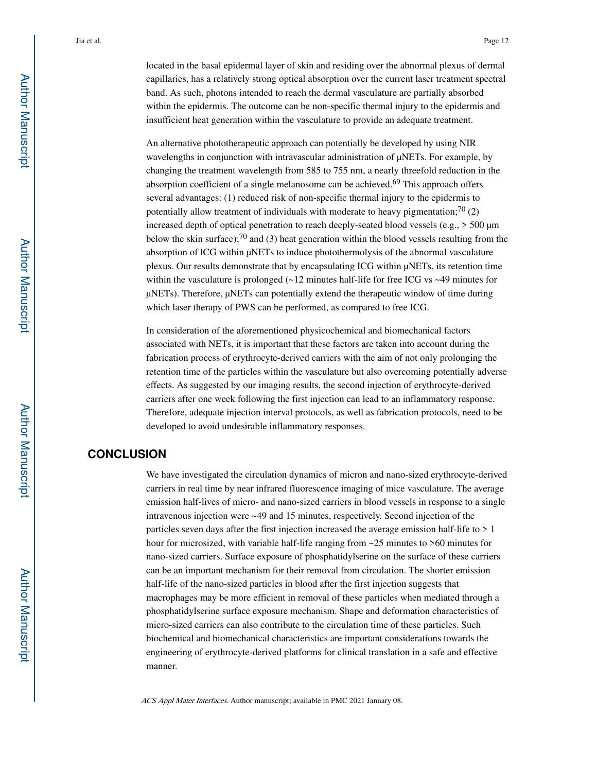located in the basal epidermal layer of skin and residing over the abnormal plexus of dermal capillaries, has a relatively strong optical absorption over the current laser treatment spectral band. As such, photons intended to reach the dermal vasculature are partially absorbed within the epidermis. The outcome can be non-specific thermal injury to the epidermis and insufficient heat generation within the vasculature to provide an adequate treatment.

An alternative phototherapeutic approach can potentially be developed by using NIR wavelengths in conjunction with intravascular administration of µNETs. For example, by changing the treatment wavelength from 585 to 755 nm, a nearly threefold reduction in the absorption coefficient of a single melanosome can be achieved.[69] This approach offers several advantages: (1) reduced risk of non-specific thermal injury to the epidermis to potentially allow treatment of individuals with moderate to heavy pigmentation;[70] (2) increased depth of optical penetration to reach deeply-seated blood vessels (e.g., > 500 µm below the skin surface);[70] and (3) heat generation within the blood vessels resulting from the absorption of ICG within µNETs to induce photothermolysis of the abnormal vasculature plexus. Our results demonstrate that by encapsulating ICG within µNETs, its retention time within the vasculature is prolonged (~12 minutes half-life for free ICG vs ~49 minutes for µNETs). Therefore, µNETs can potentially extend the therapeutic window of time during which laser therapy of PWS can be performed, as compared to free ICG.

In consideration of the aforementioned physicochemical and biomechanical factors associated with NETs, it is important that these factors are taken into account during the fabrication process of erythrocyte-derived carriers with the aim of not only prolonging the retention time of the particles within the vasculature but also overcoming potentially adverse effects. As suggested by our imaging results, the second injection of erythrocyte-derived carriers after one week following the first injection can lead to an inflammatory response. Therefore, adequate injection interval protocols, as well as fabrication protocols, need to be developed to avoid undesirable inflammatory responses.

## CONCLUSION

We have investigated the circulation dynamics of micron and nano-sized erythrocyte-derived carriers in real time by near infrared fluorescence imaging of mice vasculature. The average emission half-lives of micro- and nano-sized carriers in blood vessels in response to a single intravenous injection were ~49 and 15 minutes, respectively. Second injection of the particles seven days after the first injection increased the average emission half-life to > 1 hour for microsized, with variable half-life ranging from ~25 minutes to >60 minutes for nano-sized carriers. Surface exposure of phosphatidylserine on the surface of these carriers can be an important mechanism for their removal from circulation. The shorter emission half-life of the nano-sized particles in blood after the first injection suggests that macrophages may be more efficient in removal of these particles when mediated through a phosphatidylserine surface exposure mechanism. Shape and deformation characteristics of micro-sized carriers can also contribute to the circulation time of these particles. Such biochemical and biomechanical characteristics are important considerations towards the engineering of erythrocyte-derived platforms for clinical translation in a safe and effective manner.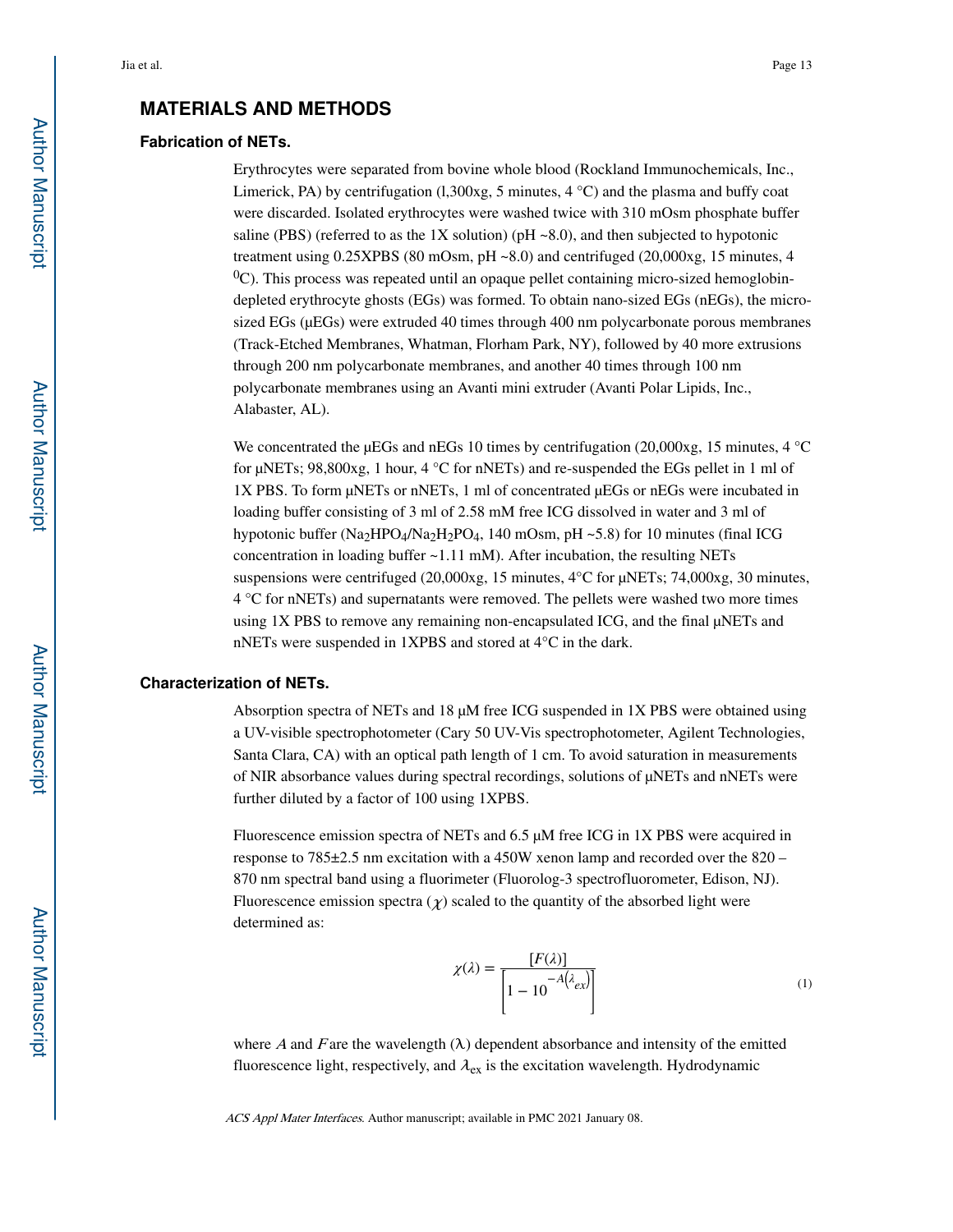## MATERIALS AND METHODS

### Fabrication of NETs.

Erythrocytes were separated from bovine whole blood (Rockland Immunochemicals, Inc., Limerick, PA) by centrifugation (l,300xg, 5 minutes, 4 °C) and the plasma and buffy coat were discarded. Isolated erythrocytes were washed twice with 310 mOsm phosphate buffer saline (PBS) (referred to as the 1X solution) (pH ~8.0), and then subjected to hypotonic treatment using 0.25XPBS (80 mOsm, pH ~8.0) and centrifuged (20,000xg, 15 minutes, 4 $^0$C). This process was repeated until an opaque pellet containing micro-sized hemoglobin-depleted erythrocyte ghosts (EGs) was formed. To obtain nano-sized EGs (nEGs), the micro-sized EGs (μEGs) were extruded 40 times through 400 nm polycarbonate porous membranes (Track-Etched Membranes, Whatman, Florham Park, NY), followed by 40 more extrusions through 200 nm polycarbonate membranes, and another 40 times through 100 nm polycarbonate membranes using an Avanti mini extruder (Avanti Polar Lipids, Inc., Alabaster, AL).

We concentrated the μEGs and nEGs 10 times by centrifugation (20,000xg, 15 minutes, 4 °C for μNETs; 98,800xg, 1 hour, 4 °C for nNETs) and re-suspended the EGs pellet in 1 ml of 1X PBS. To form μNETs or nNETs, 1 ml of concentrated μEGs or nEGs were incubated in loading buffer consisting of 3 ml of 2.58 mM free ICG dissolved in water and 3 ml of hypotonic buffer ($Na_2HPO_4$/$Na_2H_2PO_4$, 140 mOsm, pH ~5.8) for 10 minutes (final ICG concentration in loading buffer ~1.11 mM). After incubation, the resulting NETs suspensions were centrifuged (20,000xg, 15 minutes, 4°C for μNETs; 74,000xg, 30 minutes, 4 °C for nNETs) and supernatants were removed. The pellets were washed two more times using 1X PBS to remove any remaining non-encapsulated ICG, and the final μNETs and nNETs were suspended in 1XPBS and stored at 4°C in the dark.

### Characterization of NETs.

Absorption spectra of NETs and 18 μM free ICG suspended in 1X PBS were obtained using a UV-visible spectrophotometer (Cary 50 UV-Vis spectrophotometer, Agilent Technologies, Santa Clara, CA) with an optical path length of 1 cm. To avoid saturation in measurements of NIR absorbance values during spectral recordings, solutions of μNETs and nNETs were further diluted by a factor of 100 using 1XPBS.

Fluorescence emission spectra of NETs and 6.5 μM free ICG in 1X PBS were acquired in response to 785±2.5 nm excitation with a 450W xenon lamp and recorded over the 820 – 870 nm spectral band using a fluorimeter (Fluorolog-3 spectrofluorometer, Edison, NJ). Fluorescence emission spectra ($\chi$) scaled to the quantity of the absorbed light were determined as:

$$\chi(\lambda) = \frac{[F(\lambda)]}{\left[1 - 10^{-A(\lambda_{ex})}\right]} \tag{1}$$

where $A$ and $F$ are the wavelength ($\lambda$) dependent absorbance and intensity of the emitted fluorescence light, respectively, and $\lambda_{ex}$ is the excitation wavelength. Hydrodynamic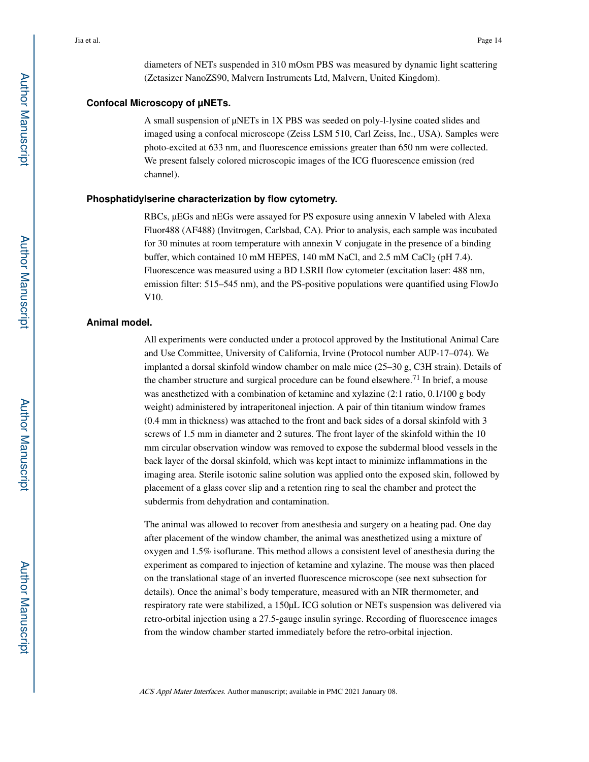diameters of NETs suspended in 310 mOsm PBS was measured by dynamic light scattering (Zetasizer NanoZS90, Malvern Instruments Ltd, Malvern, United Kingdom).

### Confocal Microscopy of μNETs.

A small suspension of μNETs in 1X PBS was seeded on poly-l-lysine coated slides and imaged using a confocal microscope (Zeiss LSM 510, Carl Zeiss, Inc., USA). Samples were photo-excited at 633 nm, and fluorescence emissions greater than 650 nm were collected. We present falsely colored microscopic images of the ICG fluorescence emission (red channel).

### Phosphatidylserine characterization by flow cytometry.

RBCs, μEGs and nEGs were assayed for PS exposure using annexin V labeled with Alexa Fluor488 (AF488) (Invitrogen, Carlsbad, CA). Prior to analysis, each sample was incubated for 30 minutes at room temperature with annexin V conjugate in the presence of a binding buffer, which contained 10 mM HEPES, 140 mM NaCl, and 2.5 mM $CaCl_2$ (pH 7.4). Fluorescence was measured using a BD LSRII flow cytometer (excitation laser: 488 nm, emission filter: 515–545 nm), and the PS-positive populations were quantified using FlowJo V10.

### Animal model.

All experiments were conducted under a protocol approved by the Institutional Animal Care and Use Committee, University of California, Irvine (Protocol number AUP-17–074). We implanted a dorsal skinfold window chamber on male mice (25–30 g, C3H strain). Details of the chamber structure and surgical procedure can be found elsewhere.[71] In brief, a mouse was anesthetized with a combination of ketamine and xylazine (2:1 ratio, 0.1/100 g body weight) administered by intraperitoneal injection. A pair of thin titanium window frames (0.4 mm in thickness) was attached to the front and back sides of a dorsal skinfold with 3 screws of 1.5 mm in diameter and 2 sutures. The front layer of the skinfold within the 10 mm circular observation window was removed to expose the subdermal blood vessels in the back layer of the dorsal skinfold, which was kept intact to minimize inflammations in the imaging area. Sterile isotonic saline solution was applied onto the exposed skin, followed by placement of a glass cover slip and a retention ring to seal the chamber and protect the subdermis from dehydration and contamination.

The animal was allowed to recover from anesthesia and surgery on a heating pad. One day after placement of the window chamber, the animal was anesthetized using a mixture of oxygen and 1.5% isoflurane. This method allows a consistent level of anesthesia during the experiment as compared to injection of ketamine and xylazine. The mouse was then placed on the translational stage of an inverted fluorescence microscope (see next subsection for details). Once the animal's body temperature, measured with an NIR thermometer, and respiratory rate were stabilized, a 150μL ICG solution or NETs suspension was delivered via retro-orbital injection using a 27.5-gauge insulin syringe. Recording of fluorescence images from the window chamber started immediately before the retro-orbital injection.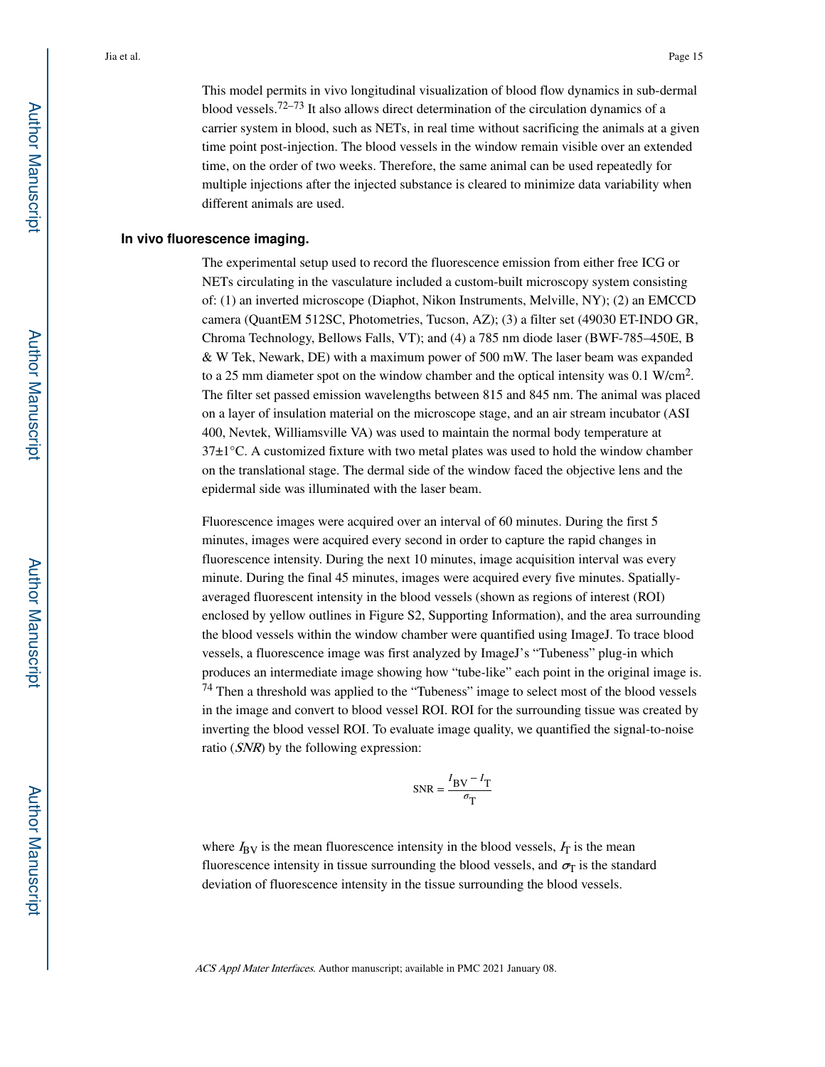This model permits in vivo longitudinal visualization of blood flow dynamics in sub-dermal blood vessels.[72–73] It also allows direct determination of the circulation dynamics of a carrier system in blood, such as NETs, in real time without sacrificing the animals at a given time point post-injection. The blood vessels in the window remain visible over an extended time, on the order of two weeks. Therefore, the same animal can be used repeatedly for multiple injections after the injected substance is cleared to minimize data variability when different animals are used.

### In vivo fluorescence imaging.

The experimental setup used to record the fluorescence emission from either free ICG or NETs circulating in the vasculature included a custom-built microscopy system consisting of: (1) an inverted microscope (Diaphot, Nikon Instruments, Melville, NY); (2) an EMCCD camera (QuantEM 512SC, Photometries, Tucson, AZ); (3) a filter set (49030 ET-INDO GR, Chroma Technology, Bellows Falls, VT); and (4) a 785 nm diode laser (BWF-785–450E, B & W Tek, Newark, DE) with a maximum power of 500 mW. The laser beam was expanded to a 25 mm diameter spot on the window chamber and the optical intensity was 0.1 W/cm$^2$. The filter set passed emission wavelengths between 815 and 845 nm. The animal was placed on a layer of insulation material on the microscope stage, and an air stream incubator (ASI 400, Nevtek, Williamsville VA) was used to maintain the normal body temperature at 37±1°C. A customized fixture with two metal plates was used to hold the window chamber on the translational stage. The dermal side of the window faced the objective lens and the epidermal side was illuminated with the laser beam.

Fluorescence images were acquired over an interval of 60 minutes. During the first 5 minutes, images were acquired every second in order to capture the rapid changes in fluorescence intensity. During the next 10 minutes, image acquisition interval was every minute. During the final 45 minutes, images were acquired every five minutes. Spatially-averaged fluorescent intensity in the blood vessels (shown as regions of interest (ROI) enclosed by yellow outlines in Figure S2, Supporting Information), and the area surrounding the blood vessels within the window chamber were quantified using ImageJ. To trace blood vessels, a fluorescence image was first analyzed by ImageJ's "Tubeness" plug-in which produces an intermediate image showing how "tube-like" each point in the original image is.[74] Then a threshold was applied to the "Tubeness" image to select most of the blood vessels in the image and convert to blood vessel ROI. ROI for the surrounding tissue was created by inverting the blood vessel ROI. To evaluate image quality, we quantified the signal-to-noise ratio (*SNR*) by the following expression:

$$\mathrm{SNR} = \frac{I_{\mathrm{BV}} - I_{\mathrm{T}}}{\sigma_{\mathrm{T}}}$$

where $I_{BV}$ is the mean fluorescence intensity in the blood vessels, $I_T$ is the mean fluorescence intensity in tissue surrounding the blood vessels, and $\sigma_T$ is the standard deviation of fluorescence intensity in the tissue surrounding the blood vessels.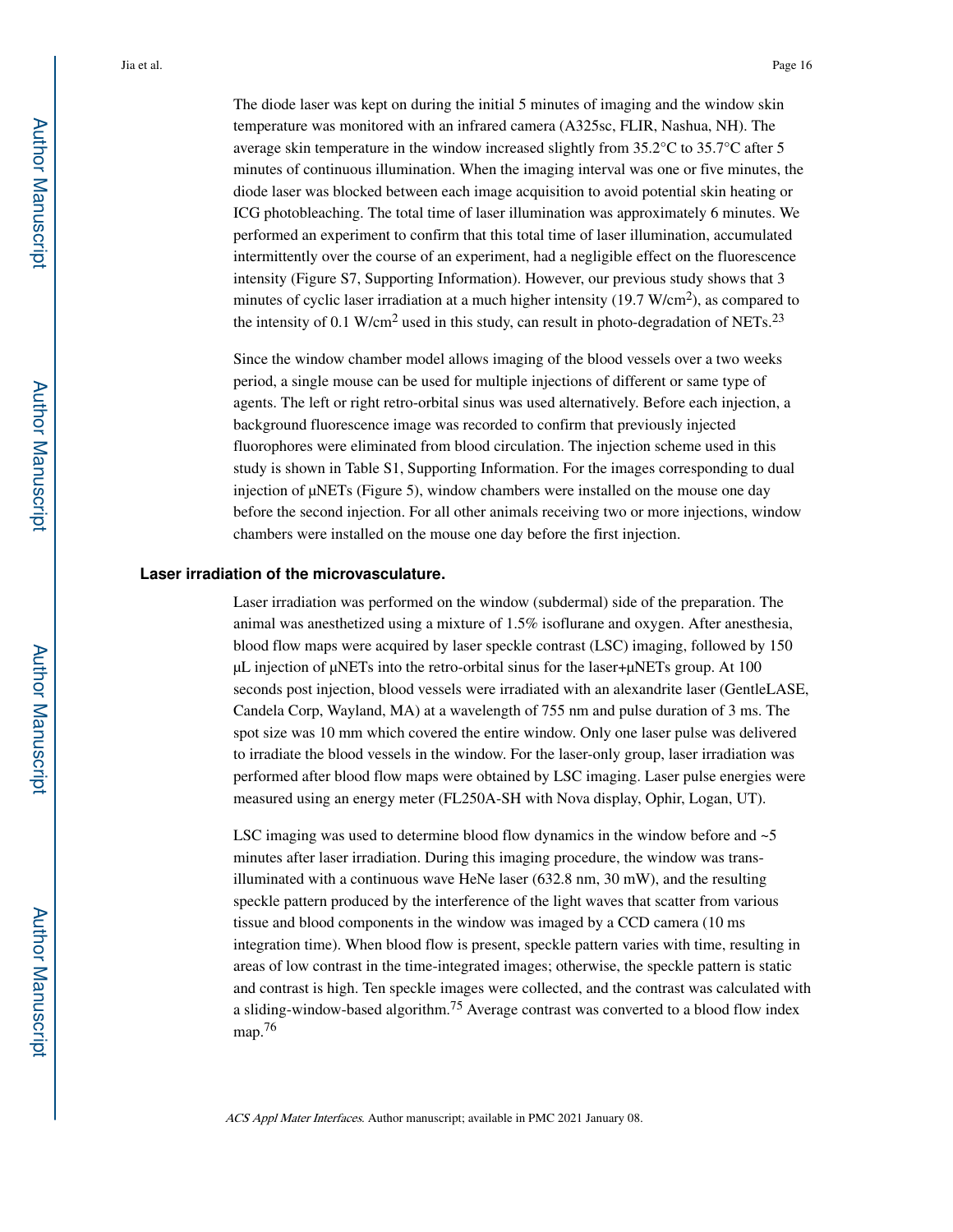The diode laser was kept on during the initial 5 minutes of imaging and the window skin temperature was monitored with an infrared camera (A325sc, FLIR, Nashua, NH). The average skin temperature in the window increased slightly from 35.2°C to 35.7°C after 5 minutes of continuous illumination. When the imaging interval was one or five minutes, the diode laser was blocked between each image acquisition to avoid potential skin heating or ICG photobleaching. The total time of laser illumination was approximately 6 minutes. We performed an experiment to confirm that this total time of laser illumination, accumulated intermittently over the course of an experiment, had a negligible effect on the fluorescence intensity (Figure S7, Supporting Information). However, our previous study shows that 3 minutes of cyclic laser irradiation at a much higher intensity (19.7 $W/cm^2$), as compared to the intensity of 0.1 $W/cm^2$ used in this study, can result in photo-degradation of NETs.[23]

Since the window chamber model allows imaging of the blood vessels over a two weeks period, a single mouse can be used for multiple injections of different or same type of agents. The left or right retro-orbital sinus was used alternatively. Before each injection, a background fluorescence image was recorded to confirm that previously injected fluorophores were eliminated from blood circulation. The injection scheme used in this study is shown in Table S1, Supporting Information. For the images corresponding to dual injection of μNETs (Figure 5), window chambers were installed on the mouse one day before the second injection. For all other animals receiving two or more injections, window chambers were installed on the mouse one day before the first injection.

### Laser irradiation of the microvasculature.

Laser irradiation was performed on the window (subdermal) side of the preparation. The animal was anesthetized using a mixture of 1.5% isoflurane and oxygen. After anesthesia, blood flow maps were acquired by laser speckle contrast (LSC) imaging, followed by 150 μL injection of μNETs into the retro-orbital sinus for the laser+μNETs group. At 100 seconds post injection, blood vessels were irradiated with an alexandrite laser (GentleLASE, Candela Corp, Wayland, MA) at a wavelength of 755 nm and pulse duration of 3 ms. The spot size was 10 mm which covered the entire window. Only one laser pulse was delivered to irradiate the blood vessels in the window. For the laser-only group, laser irradiation was performed after blood flow maps were obtained by LSC imaging. Laser pulse energies were measured using an energy meter (FL250A-SH with Nova display, Ophir, Logan, UT).

LSC imaging was used to determine blood flow dynamics in the window before and ~5 minutes after laser irradiation. During this imaging procedure, the window was trans-illuminated with a continuous wave HeNe laser (632.8 nm, 30 mW), and the resulting speckle pattern produced by the interference of the light waves that scatter from various tissue and blood components in the window was imaged by a CCD camera (10 ms integration time). When blood flow is present, speckle pattern varies with time, resulting in areas of low contrast in the time-integrated images; otherwise, the speckle pattern is static and contrast is high. Ten speckle images were collected, and the contrast was calculated with a sliding-window-based algorithm.[75] Average contrast was converted to a blood flow index map.[76]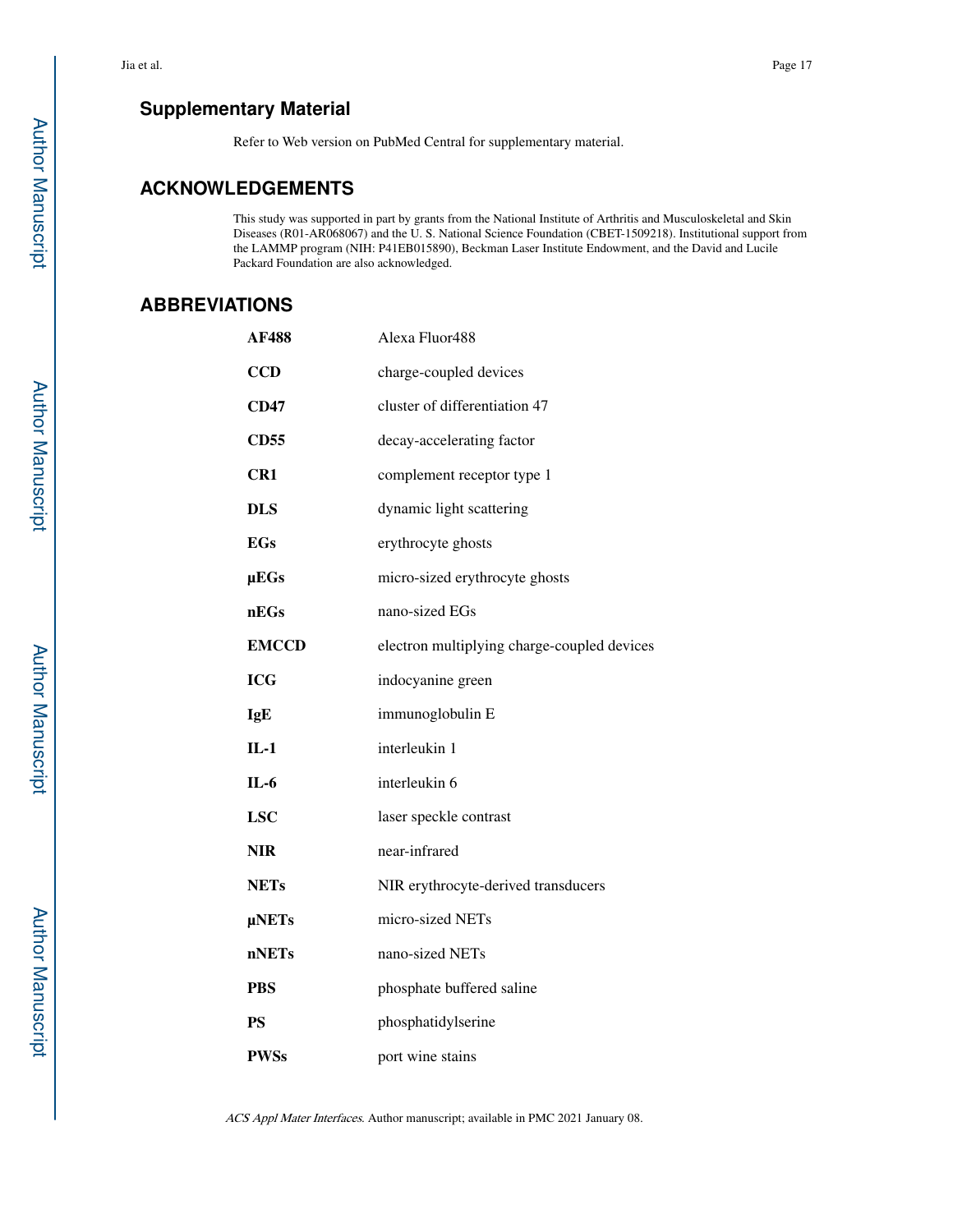## Supplementary Material

Refer to Web version on PubMed Central for supplementary material.

## ACKNOWLEDGEMENTS

This study was supported in part by grants from the National Institute of Arthritis and Musculoskeletal and Skin Diseases (R01-AR068067) and the U. S. National Science Foundation (CBET-1509218). Institutional support from the LAMMP program (NIH: P41EB015890), Beckman Laser Institute Endowment, and the David and Lucile Packard Foundation are also acknowledged.

## ABBREVIATIONS

| | |
|---|---|
| **AF488** | Alexa Fluor488 |
| **CCD** | charge-coupled devices |
| **CD47** | cluster of differentiation 47 |
| **CD55** | decay-accelerating factor |
| **CR1** | complement receptor type 1 |
| **DLS** | dynamic light scattering |
| **EGs** | erythrocyte ghosts |
| **μEGs** | micro-sized erythrocyte ghosts |
| **nEGs** | nano-sized EGs |
| **EMCCD** | electron multiplying charge-coupled devices |
| **ICG** | indocyanine green |
| **IgE** | immunoglobulin E |
| **IL-1** | interleukin 1 |
| **IL-6** | interleukin 6 |
| **LSC** | laser speckle contrast |
| **NIR** | near-infrared |
| **NETs** | NIR erythrocyte-derived transducers |
| **μNETs** | micro-sized NETs |
| **nNETs** | nano-sized NETs |
| **PBS** | phosphate buffered saline |
| **PS** | phosphatidylserine |
| **PWSs** | port wine stains |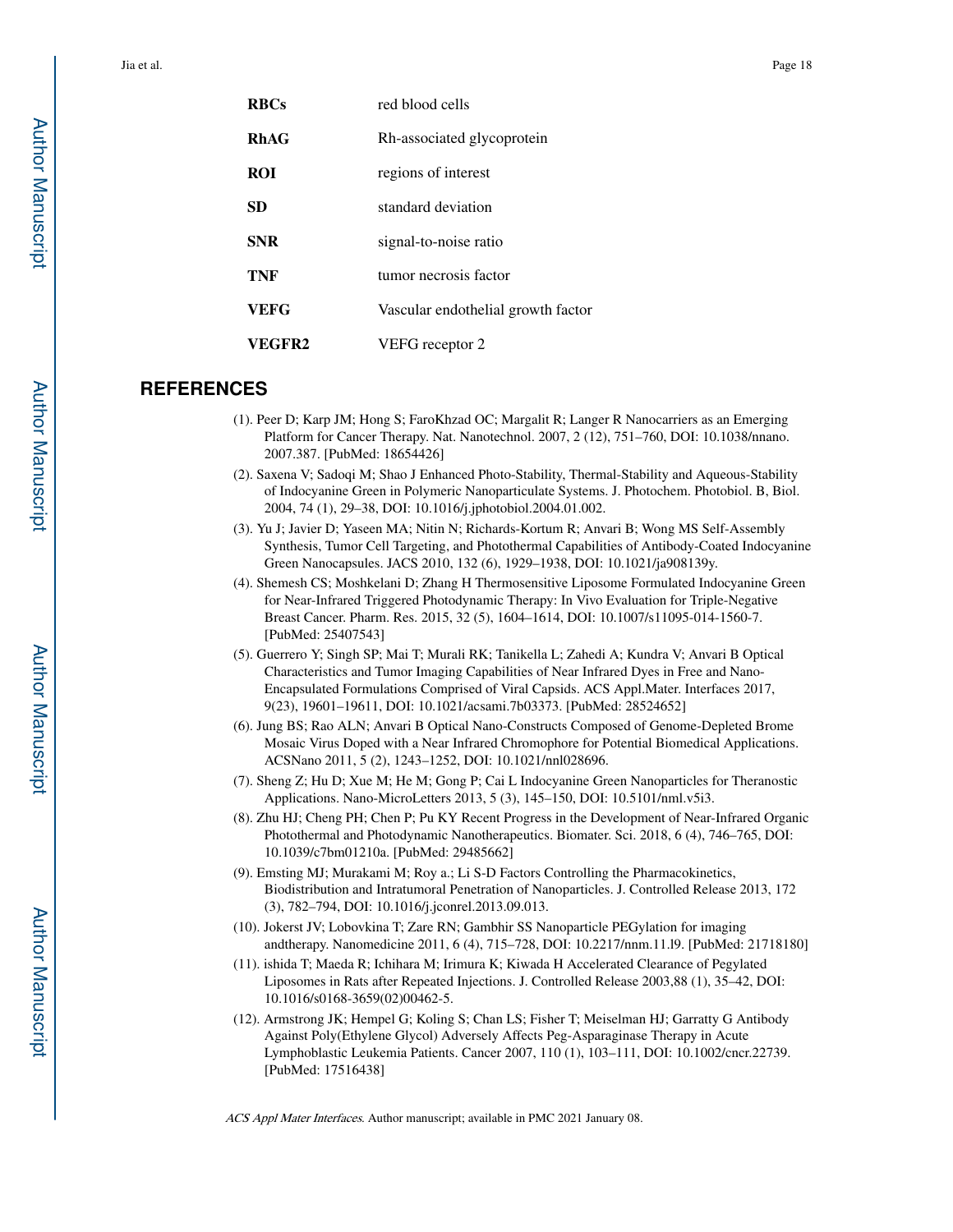| | |
|---|---|
| **RBCs** | red blood cells |
| **RhAG** | Rh-associated glycoprotein |
| **ROI** | regions of interest |
| **SD** | standard deviation |
| **SNR** | signal-to-noise ratio |
| **TNF** | tumor necrosis factor |
| **VEFG** | Vascular endothelial growth factor |
| **VEGFR2** | VEFG receptor 2 |

## REFERENCES

(1). Peer D; Karp JM; Hong S; FaroKhzad OC; Margalit R; Langer R Nanocarriers as an Emerging Platform for Cancer Therapy. Nat. Nanotechnol. 2007, 2 (12), 751–760, DOI: 10.1038/nnano.2007.387. [PubMed: 18654426]

(2). Saxena V; Sadoqi M; Shao J Enhanced Photo-Stability, Thermal-Stability and Aqueous-Stability of Indocyanine Green in Polymeric Nanoparticulate Systems. J. Photochem. Photobiol. B, Biol. 2004, 74 (1), 29–38, DOI: 10.1016/j.jphotobiol.2004.01.002.

(3). Yu J; Javier D; Yaseen MA; Nitin N; Richards-Kortum R; Anvari B; Wong MS Self-Assembly Synthesis, Tumor Cell Targeting, and Photothermal Capabilities of Antibody-Coated Indocyanine Green Nanocapsules. JACS 2010, 132 (6), 1929–1938, DOI: 10.1021/ja908139y.

(4). Shemesh CS; Moshkelani D; Zhang H Thermosensitive Liposome Formulated Indocyanine Green for Near-Infrared Triggered Photodynamic Therapy: In Vivo Evaluation for Triple-Negative Breast Cancer. Pharm. Res. 2015, 32 (5), 1604–1614, DOI: 10.1007/s11095-014-1560-7. [PubMed: 25407543]

(5). Guerrero Y; Singh SP; Mai T; Murali RK; Tanikella L; Zahedi A; Kundra V; Anvari B Optical Characteristics and Tumor Imaging Capabilities of Near Infrared Dyes in Free and Nano-Encapsulated Formulations Comprised of Viral Capsids. ACS Appl.Mater. Interfaces 2017, 9(23), 19601–19611, DOI: 10.1021/acsami.7b03373. [PubMed: 28524652]

(6). Jung BS; Rao ALN; Anvari B Optical Nano-Constructs Composed of Genome-Depleted Brome Mosaic Virus Doped with a Near Infrared Chromophore for Potential Biomedical Applications. ACSNano 2011, 5 (2), 1243–1252, DOI: 10.1021/nnl028696.

(7). Sheng Z; Hu D; Xue M; He M; Gong P; Cai L Indocyanine Green Nanoparticles for Theranostic Applications. Nano-MicroLetters 2013, 5 (3), 145–150, DOI: 10.5101/nml.v5i3.

(8). Zhu HJ; Cheng PH; Chen P; Pu KY Recent Progress in the Development of Near-Infrared Organic Photothermal and Photodynamic Nanotherapeutics. Biomater. Sci. 2018, 6 (4), 746–765, DOI: 10.1039/c7bm01210a. [PubMed: 29485662]

(9). Emsting MJ; Murakami M; Roy a.; Li S-D Factors Controlling the Pharmacokinetics, Biodistribution and Intratumoral Penetration of Nanoparticles. J. Controlled Release 2013, 172 (3), 782–794, DOI: 10.1016/j.jconrel.2013.09.013.

(10). Jokerst JV; Lobovkina T; Zare RN; Gambhir SS Nanoparticle PEGylation for imaging andtherapy. Nanomedicine 2011, 6 (4), 715–728, DOI: 10.2217/nnm.11.l9. [PubMed: 21718180]

(11). ishida T; Maeda R; Ichihara M; Irimura K; Kiwada H Accelerated Clearance of Pegylated Liposomes in Rats after Repeated Injections. J. Controlled Release 2003,88 (1), 35–42, DOI: 10.1016/s0168-3659(02)00462-5.

(12). Armstrong JK; Hempel G; Koling S; Chan LS; Fisher T; Meiselman HJ; Garratty G Antibody Against Poly(Ethylene Glycol) Adversely Affects Peg-Asparaginase Therapy in Acute Lymphoblastic Leukemia Patients. Cancer 2007, 110 (1), 103–111, DOI: 10.1002/cncr.22739. [PubMed: 17516438]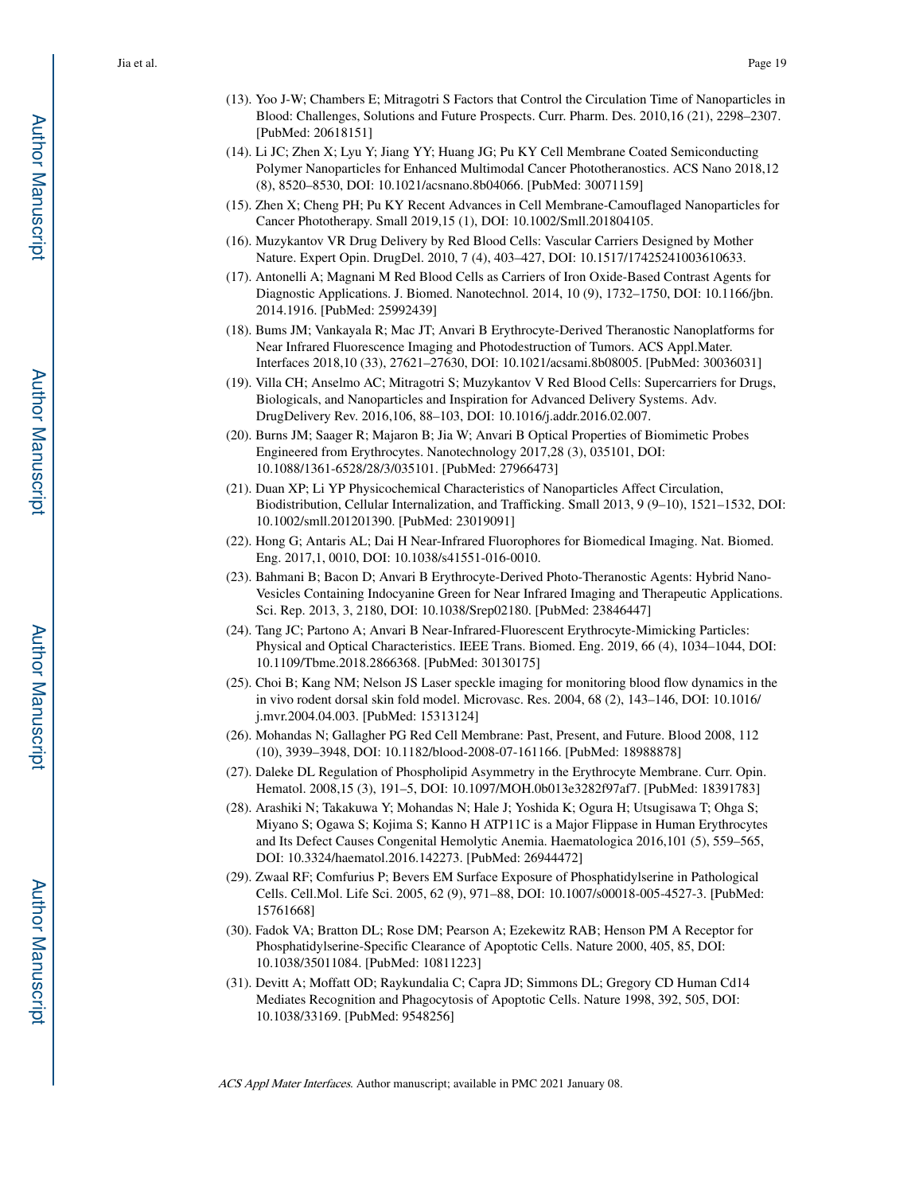(13). Yoo J-W; Chambers E; Mitragotri S Factors that Control the Circulation Time of Nanoparticles in Blood: Challenges, Solutions and Future Prospects. Curr. Pharm. Des. 2010,16 (21), 2298–2307. [PubMed: 20618151]

(14). Li JC; Zhen X; Lyu Y; Jiang YY; Huang JG; Pu KY Cell Membrane Coated Semiconducting Polymer Nanoparticles for Enhanced Multimodal Cancer Phototheranostics. ACS Nano 2018,12 (8), 8520–8530, DOI: 10.1021/acsnano.8b04066. [PubMed: 30071159]

(15). Zhen X; Cheng PH; Pu KY Recent Advances in Cell Membrane-Camouflaged Nanoparticles for Cancer Phototherapy. Small 2019,15 (1), DOI: 10.1002/Smll.201804105.

(16). Muzykantov VR Drug Delivery by Red Blood Cells: Vascular Carriers Designed by Mother Nature. Expert Opin. DrugDel. 2010, 7 (4), 403–427, DOI: 10.1517/17425241003610633.

(17). Antonelli A; Magnani M Red Blood Cells as Carriers of Iron Oxide-Based Contrast Agents for Diagnostic Applications. J. Biomed. Nanotechnol. 2014, 10 (9), 1732–1750, DOI: 10.1166/jbn.2014.1916. [PubMed: 25992439]

(18). Bums JM; Vankayala R; Mac JT; Anvari B Erythrocyte-Derived Theranostic Nanoplatforms for Near Infrared Fluorescence Imaging and Photodestruction of Tumors. ACS Appl.Mater. Interfaces 2018,10 (33), 27621–27630, DOI: 10.1021/acsami.8b08005. [PubMed: 30036031]

(19). Villa CH; Anselmo AC; Mitragotri S; Muzykantov V Red Blood Cells: Supercarriers for Drugs, Biologicals, and Nanoparticles and Inspiration for Advanced Delivery Systems. Adv. DrugDelivery Rev. 2016,106, 88–103, DOI: 10.1016/j.addr.2016.02.007.

(20). Burns JM; Saager R; Majaron B; Jia W; Anvari B Optical Properties of Biomimetic Probes Engineered from Erythrocytes. Nanotechnology 2017,28 (3), 035101, DOI: 10.1088/1361-6528/28/3/035101. [PubMed: 27966473]

(21). Duan XP; Li YP Physicochemical Characteristics of Nanoparticles Affect Circulation, Biodistribution, Cellular Internalization, and Trafficking. Small 2013, 9 (9–10), 1521–1532, DOI: 10.1002/smll.201201390. [PubMed: 23019091]

(22). Hong G; Antaris AL; Dai H Near-Infrared Fluorophores for Biomedical Imaging. Nat. Biomed. Eng. 2017,1, 0010, DOI: 10.1038/s41551-016-0010.

(23). Bahmani B; Bacon D; Anvari B Erythrocyte-Derived Photo-Theranostic Agents: Hybrid Nano-Vesicles Containing Indocyanine Green for Near Infrared Imaging and Therapeutic Applications. Sci. Rep. 2013, 3, 2180, DOI: 10.1038/Srep02180. [PubMed: 23846447]

(24). Tang JC; Partono A; Anvari B Near-Infrared-Fluorescent Erythrocyte-Mimicking Particles: Physical and Optical Characteristics. IEEE Trans. Biomed. Eng. 2019, 66 (4), 1034–1044, DOI: 10.1109/Tbme.2018.2866368. [PubMed: 30130175]

(25). Choi B; Kang NM; Nelson JS Laser speckle imaging for monitoring blood flow dynamics in the in vivo rodent dorsal skin fold model. Microvasc. Res. 2004, 68 (2), 143–146, DOI: 10.1016/j.mvr.2004.04.003. [PubMed: 15313124]

(26). Mohandas N; Gallagher PG Red Cell Membrane: Past, Present, and Future. Blood 2008, 112 (10), 3939–3948, DOI: 10.1182/blood-2008-07-161166. [PubMed: 18988878]

(27). Daleke DL Regulation of Phospholipid Asymmetry in the Erythrocyte Membrane. Curr. Opin. Hematol. 2008,15 (3), 191–5, DOI: 10.1097/MOH.0b013e3282f97af7. [PubMed: 18391783]

(28). Arashiki N; Takakuwa Y; Mohandas N; Hale J; Yoshida K; Ogura H; Utsugisawa T; Ohga S; Miyano S; Ogawa S; Kojima S; Kanno H ATP11C is a Major Flippase in Human Erythrocytes and Its Defect Causes Congenital Hemolytic Anemia. Haematologica 2016,101 (5), 559–565, DOI: 10.3324/haematol.2016.142273. [PubMed: 26944472]

(29). Zwaal RF; Comfurius P; Bevers EM Surface Exposure of Phosphatidylserine in Pathological Cells. Cell.Mol. Life Sci. 2005, 62 (9), 971–88, DOI: 10.1007/s00018-005-4527-3. [PubMed: 15761668]

(30). Fadok VA; Bratton DL; Rose DM; Pearson A; Ezekewitz RAB; Henson PM A Receptor for Phosphatidylserine-Specific Clearance of Apoptotic Cells. Nature 2000, 405, 85, DOI: 10.1038/35011084. [PubMed: 10811223]

(31). Devitt A; Moffatt OD; Raykundalia C; Capra JD; Simmons DL; Gregory CD Human Cd14 Mediates Recognition and Phagocytosis of Apoptotic Cells. Nature 1998, 392, 505, DOI: 10.1038/33169. [PubMed: 9548256]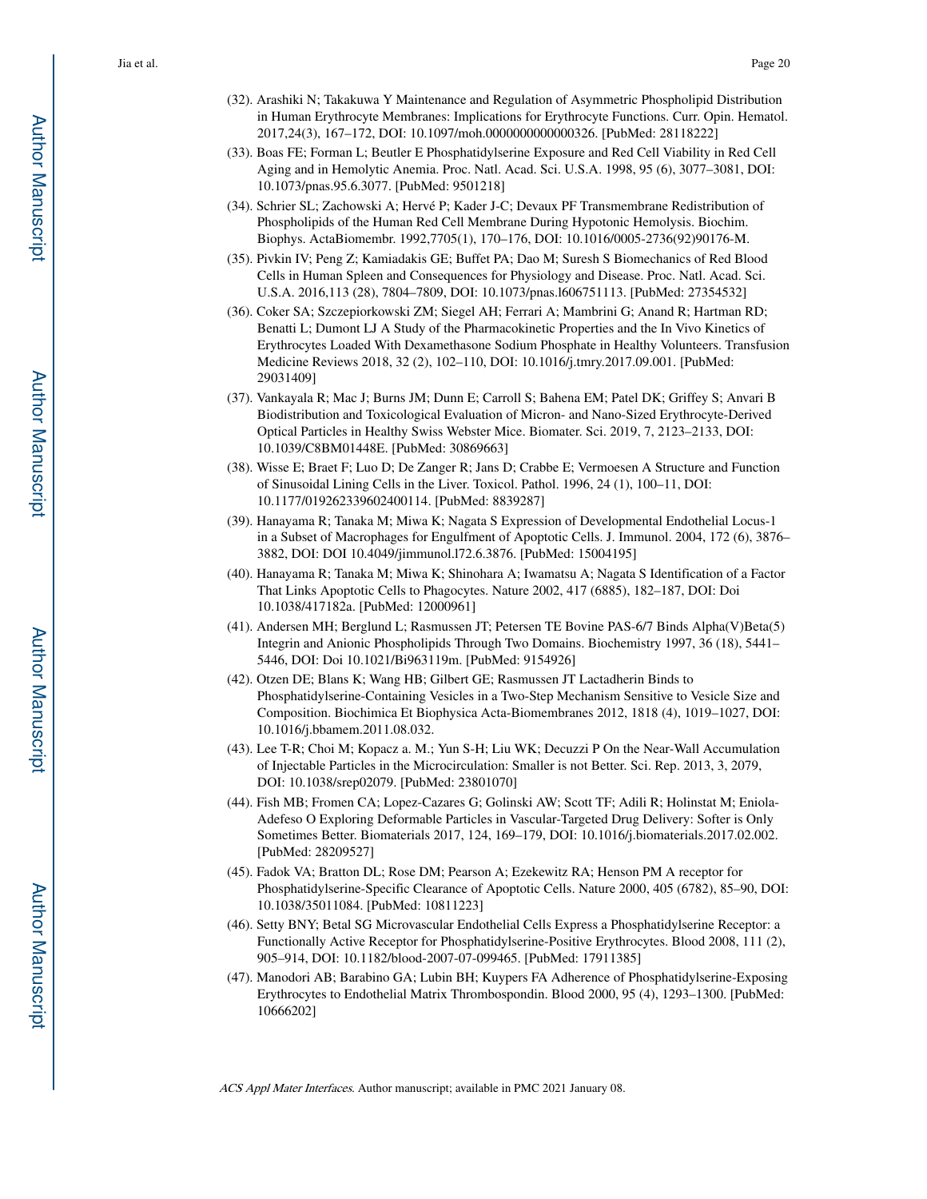(32). Arashiki N; Takakuwa Y Maintenance and Regulation of Asymmetric Phospholipid Distribution in Human Erythrocyte Membranes: Implications for Erythrocyte Functions. Curr. Opin. Hematol. 2017,24(3), 167–172, DOI: 10.1097/moh.0000000000000326. [PubMed: 28118222]

(33). Boas FE; Forman L; Beutler E Phosphatidylserine Exposure and Red Cell Viability in Red Cell Aging and in Hemolytic Anemia. Proc. Natl. Acad. Sci. U.S.A. 1998, 95 (6), 3077–3081, DOI: 10.1073/pnas.95.6.3077. [PubMed: 9501218]

(34). Schrier SL; Zachowski A; Hervé P; Kader J-C; Devaux PF Transmembrane Redistribution of Phospholipids of the Human Red Cell Membrane During Hypotonic Hemolysis. Biochim. Biophys. ActaBiomembr. 1992,7705(1), 170–176, DOI: 10.1016/0005-2736(92)90176-M.

(35). Pivkin IV; Peng Z; Kamiadakis GE; Buffet PA; Dao M; Suresh S Biomechanics of Red Blood Cells in Human Spleen and Consequences for Physiology and Disease. Proc. Natl. Acad. Sci. U.S.A. 2016,113 (28), 7804–7809, DOI: 10.1073/pnas.l606751113. [PubMed: 27354532]

(36). Coker SA; Szczepiorkowski ZM; Siegel AH; Ferrari A; Mambrini G; Anand R; Hartman RD; Benatti L; Dumont LJ A Study of the Pharmacokinetic Properties and the In Vivo Kinetics of Erythrocytes Loaded With Dexamethasone Sodium Phosphate in Healthy Volunteers. Transfusion Medicine Reviews 2018, 32 (2), 102–110, DOI: 10.1016/j.tmry.2017.09.001. [PubMed: 29031409]

(37). Vankayala R; Mac J; Burns JM; Dunn E; Carroll S; Bahena EM; Patel DK; Griffey S; Anvari B Biodistribution and Toxicological Evaluation of Micron- and Nano-Sized Erythrocyte-Derived Optical Particles in Healthy Swiss Webster Mice. Biomater. Sci. 2019, 7, 2123–2133, DOI: 10.1039/C8BM01448E. [PubMed: 30869663]

(38). Wisse E; Braet F; Luo D; De Zanger R; Jans D; Crabbe E; Vermoesen A Structure and Function of Sinusoidal Lining Cells in the Liver. Toxicol. Pathol. 1996, 24 (1), 100–11, DOI: 10.1177/019262339602400114. [PubMed: 8839287]

(39). Hanayama R; Tanaka M; Miwa K; Nagata S Expression of Developmental Endothelial Locus-1 in a Subset of Macrophages for Engulfment of Apoptotic Cells. J. Immunol. 2004, 172 (6), 3876–3882, DOI: DOI 10.4049/jimmunol.l72.6.3876. [PubMed: 15004195]

(40). Hanayama R; Tanaka M; Miwa K; Shinohara A; Iwamatsu A; Nagata S Identification of a Factor That Links Apoptotic Cells to Phagocytes. Nature 2002, 417 (6885), 182–187, DOI: Doi 10.1038/417182a. [PubMed: 12000961]

(41). Andersen MH; Berglund L; Rasmussen JT; Petersen TE Bovine PAS-6/7 Binds Alpha(V)Beta(5) Integrin and Anionic Phospholipids Through Two Domains. Biochemistry 1997, 36 (18), 5441–5446, DOI: Doi 10.1021/Bi963119m. [PubMed: 9154926]

(42). Otzen DE; Blans K; Wang HB; Gilbert GE; Rasmussen JT Lactadherin Binds to Phosphatidylserine-Containing Vesicles in a Two-Step Mechanism Sensitive to Vesicle Size and Composition. Biochimica Et Biophysica Acta-Biomembranes 2012, 1818 (4), 1019–1027, DOI: 10.1016/j.bbamem.2011.08.032.

(43). Lee T-R; Choi M; Kopacz a. M.; Yun S-H; Liu WK; Decuzzi P On the Near-Wall Accumulation of Injectable Particles in the Microcirculation: Smaller is not Better. Sci. Rep. 2013, 3, 2079, DOI: 10.1038/srep02079. [PubMed: 23801070]

(44). Fish MB; Fromen CA; Lopez-Cazares G; Golinski AW; Scott TF; Adili R; Holinstat M; Eniola-Adefeso O Exploring Deformable Particles in Vascular-Targeted Drug Delivery: Softer is Only Sometimes Better. Biomaterials 2017, 124, 169–179, DOI: 10.1016/j.biomaterials.2017.02.002. [PubMed: 28209527]

(45). Fadok VA; Bratton DL; Rose DM; Pearson A; Ezekewitz RA; Henson PM A receptor for Phosphatidylserine-Specific Clearance of Apoptotic Cells. Nature 2000, 405 (6782), 85–90, DOI: 10.1038/35011084. [PubMed: 10811223]

(46). Setty BNY; Betal SG Microvascular Endothelial Cells Express a Phosphatidylserine Receptor: a Functionally Active Receptor for Phosphatidylserine-Positive Erythrocytes. Blood 2008, 111 (2), 905–914, DOI: 10.1182/blood-2007-07-099465. [PubMed: 17911385]

(47). Manodori AB; Barabino GA; Lubin BH; Kuypers FA Adherence of Phosphatidylserine-Exposing Erythrocytes to Endothelial Matrix Thrombospondin. Blood 2000, 95 (4), 1293–1300. [PubMed: 10666202]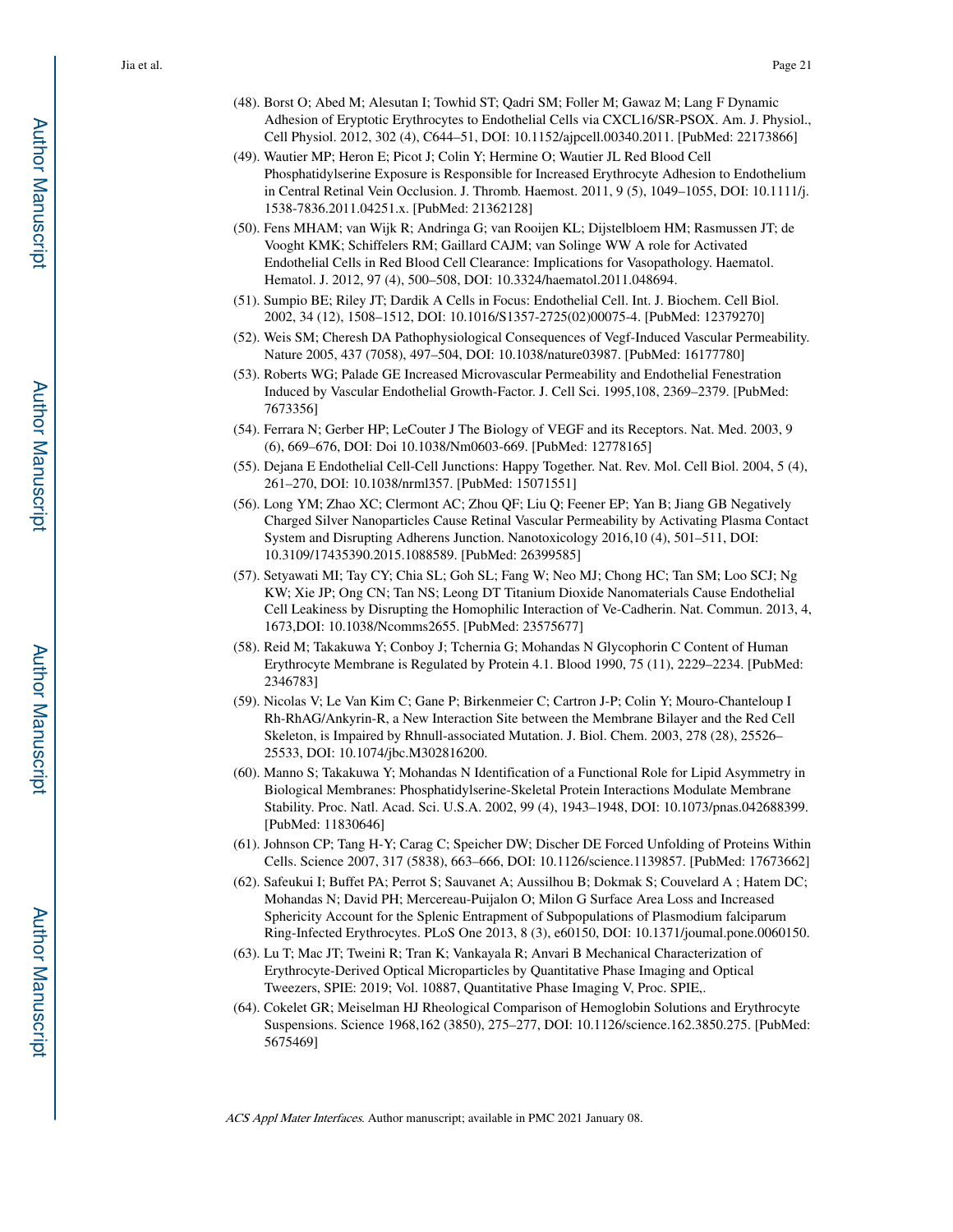(48). Borst O; Abed M; Alesutan I; Towhid ST; Qadri SM; Foller M; Gawaz M; Lang F Dynamic Adhesion of Eryptotic Erythrocytes to Endothelial Cells via CXCL16/SR-PSOX. Am. J. Physiol., Cell Physiol. 2012, 302 (4), C644–51, DOI: 10.1152/ajpcell.00340.2011. [PubMed: 22173866]

(49). Wautier MP; Heron E; Picot J; Colin Y; Hermine O; Wautier JL Red Blood Cell Phosphatidylserine Exposure is Responsible for Increased Erythrocyte Adhesion to Endothelium in Central Retinal Vein Occlusion. J. Thromb. Haemost. 2011, 9 (5), 1049–1055, DOI: 10.1111/j.1538-7836.2011.04251.x. [PubMed: 21362128]

(50). Fens MHAM; van Wijk R; Andringa G; van Rooijen KL; Dijstelbloem HM; Rasmussen JT; de Vooght KMK; Schiffelers RM; Gaillard CAJM; van Solinge WW A role for Activated Endothelial Cells in Red Blood Cell Clearance: Implications for Vasopathology. Haematol. Hematol. J. 2012, 97 (4), 500–508, DOI: 10.3324/haematol.2011.048694.

(51). Sumpio BE; Riley JT; Dardik A Cells in Focus: Endothelial Cell. Int. J. Biochem. Cell Biol. 2002, 34 (12), 1508–1512, DOI: 10.1016/S1357-2725(02)00075-4. [PubMed: 12379270]

(52). Weis SM; Cheresh DA Pathophysiological Consequences of Vegf-Induced Vascular Permeability. Nature 2005, 437 (7058), 497–504, DOI: 10.1038/nature03987. [PubMed: 16177780]

(53). Roberts WG; Palade GE Increased Microvascular Permeability and Endothelial Fenestration Induced by Vascular Endothelial Growth-Factor. J. Cell Sci. 1995,108, 2369–2379. [PubMed: 7673356]

(54). Ferrara N; Gerber HP; LeCouter J The Biology of VEGF and its Receptors. Nat. Med. 2003, 9 (6), 669–676, DOI: Doi 10.1038/Nm0603-669. [PubMed: 12778165]

(55). Dejana E Endothelial Cell-Cell Junctions: Happy Together. Nat. Rev. Mol. Cell Biol. 2004, 5 (4), 261–270, DOI: 10.1038/nrml357. [PubMed: 15071551]

(56). Long YM; Zhao XC; Clermont AC; Zhou QF; Liu Q; Feener EP; Yan B; Jiang GB Negatively Charged Silver Nanoparticles Cause Retinal Vascular Permeability by Activating Plasma Contact System and Disrupting Adherens Junction. Nanotoxicology 2016,10 (4), 501–511, DOI: 10.3109/17435390.2015.1088589. [PubMed: 26399585]

(57). Setyawati MI; Tay CY; Chia SL; Goh SL; Fang W; Neo MJ; Chong HC; Tan SM; Loo SCJ; Ng KW; Xie JP; Ong CN; Tan NS; Leong DT Titanium Dioxide Nanomaterials Cause Endothelial Cell Leakiness by Disrupting the Homophilic Interaction of Ve-Cadherin. Nat. Commun. 2013, 4, 1673,DOI: 10.1038/Ncomms2655. [PubMed: 23575677]

(58). Reid M; Takakuwa Y; Conboy J; Tchernia G; Mohandas N Glycophorin C Content of Human Erythrocyte Membrane is Regulated by Protein 4.1. Blood 1990, 75 (11), 2229–2234. [PubMed: 2346783]

(59). Nicolas V; Le Van Kim C; Gane P; Birkenmeier C; Cartron J-P; Colin Y; Mouro-Chanteloup I Rh-RhAG/Ankyrin-R, a New Interaction Site between the Membrane Bilayer and the Red Cell Skeleton, is Impaired by Rhnull-associated Mutation. J. Biol. Chem. 2003, 278 (28), 25526–25533, DOI: 10.1074/jbc.M302816200.

(60). Manno S; Takakuwa Y; Mohandas N Identification of a Functional Role for Lipid Asymmetry in Biological Membranes: Phosphatidylserine-Skeletal Protein Interactions Modulate Membrane Stability. Proc. Natl. Acad. Sci. U.S.A. 2002, 99 (4), 1943–1948, DOI: 10.1073/pnas.042688399. [PubMed: 11830646]

(61). Johnson CP; Tang H-Y; Carag C; Speicher DW; Discher DE Forced Unfolding of Proteins Within Cells. Science 2007, 317 (5838), 663–666, DOI: 10.1126/science.1139857. [PubMed: 17673662]

(62). Safeukui I; Buffet PA; Perrot S; Sauvanet A; Aussilhou B; Dokmak S; Couvelard A ; Hatem DC; Mohandas N; David PH; Mercereau-Puijalon O; Milon G Surface Area Loss and Increased Sphericity Account for the Splenic Entrapment of Subpopulations of Plasmodium falciparum Ring-Infected Erythrocytes. PLoS One 2013, 8 (3), e60150, DOI: 10.1371/joumal.pone.0060150.

(63). Lu T; Mac JT; Tweini R; Tran K; Vankayala R; Anvari B Mechanical Characterization of Erythrocyte-Derived Optical Microparticles by Quantitative Phase Imaging and Optical Tweezers, SPIE: 2019; Vol. 10887, Quantitative Phase Imaging V, Proc. SPIE,.

(64). Cokelet GR; Meiselman HJ Rheological Comparison of Hemoglobin Solutions and Erythrocyte Suspensions. Science 1968,162 (3850), 275–277, DOI: 10.1126/science.162.3850.275. [PubMed: 5675469]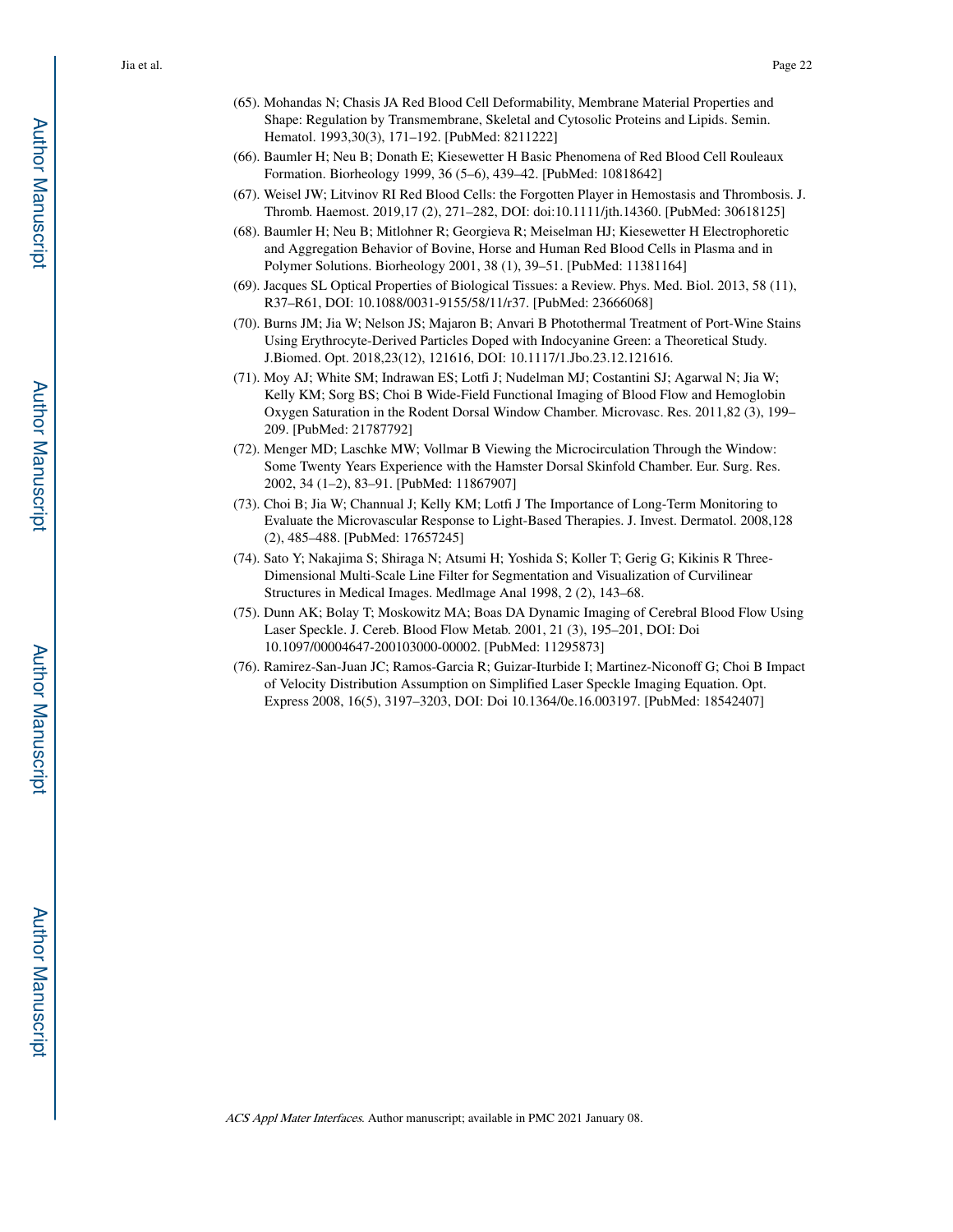(65). Mohandas N; Chasis JA Red Blood Cell Deformability, Membrane Material Properties and Shape: Regulation by Transmembrane, Skeletal and Cytosolic Proteins and Lipids. Semin. Hematol. 1993,30(3), 171–192. [PubMed: 8211222]

(66). Baumler H; Neu B; Donath E; Kiesewetter H Basic Phenomena of Red Blood Cell Rouleaux Formation. Biorheology 1999, 36 (5–6), 439–42. [PubMed: 10818642]

(67). Weisel JW; Litvinov RI Red Blood Cells: the Forgotten Player in Hemostasis and Thrombosis. J. Thromb. Haemost. 2019,17 (2), 271–282, DOI: doi:10.1111/jth.14360. [PubMed: 30618125]

(68). Baumler H; Neu B; Mitlohner R; Georgieva R; Meiselman HJ; Kiesewetter H Electrophoretic and Aggregation Behavior of Bovine, Horse and Human Red Blood Cells in Plasma and in Polymer Solutions. Biorheology 2001, 38 (1), 39–51. [PubMed: 11381164]

(69). Jacques SL Optical Properties of Biological Tissues: a Review. Phys. Med. Biol. 2013, 58 (11), R37–R61, DOI: 10.1088/0031-9155/58/11/r37. [PubMed: 23666068]

(70). Burns JM; Jia W; Nelson JS; Majaron B; Anvari B Photothermal Treatment of Port-Wine Stains Using Erythrocyte-Derived Particles Doped with Indocyanine Green: a Theoretical Study. J.Biomed. Opt. 2018,23(12), 121616, DOI: 10.1117/1.Jbo.23.12.121616.

(71). Moy AJ; White SM; Indrawan ES; Lotfi J; Nudelman MJ; Costantini SJ; Agarwal N; Jia W; Kelly KM; Sorg BS; Choi B Wide-Field Functional Imaging of Blood Flow and Hemoglobin Oxygen Saturation in the Rodent Dorsal Window Chamber. Microvasc. Res. 2011,82 (3), 199–209. [PubMed: 21787792]

(72). Menger MD; Laschke MW; Vollmar B Viewing the Microcirculation Through the Window: Some Twenty Years Experience with the Hamster Dorsal Skinfold Chamber. Eur. Surg. Res. 2002, 34 (1–2), 83–91. [PubMed: 11867907]

(73). Choi B; Jia W; Channual J; Kelly KM; Lotfi J The Importance of Long-Term Monitoring to Evaluate the Microvascular Response to Light-Based Therapies. J. Invest. Dermatol. 2008,128 (2), 485–488. [PubMed: 17657245]

(74). Sato Y; Nakajima S; Shiraga N; Atsumi H; Yoshida S; Koller T; Gerig G; Kikinis R Three-Dimensional Multi-Scale Line Filter for Segmentation and Visualization of Curvilinear Structures in Medical Images. Medlmage Anal 1998, 2 (2), 143–68.

(75). Dunn AK; Bolay T; Moskowitz MA; Boas DA Dynamic Imaging of Cerebral Blood Flow Using Laser Speckle. J. Cereb. Blood Flow Metab. 2001, 21 (3), 195–201, DOI: Doi 10.1097/00004647-200103000-00002. [PubMed: 11295873]

(76). Ramirez-San-Juan JC; Ramos-Garcia R; Guizar-Iturbide I; Martinez-Niconoff G; Choi B Impact of Velocity Distribution Assumption on Simplified Laser Speckle Imaging Equation. Opt. Express 2008, 16(5), 3197–3203, DOI: Doi 10.1364/0e.16.003197. [PubMed: 18542407]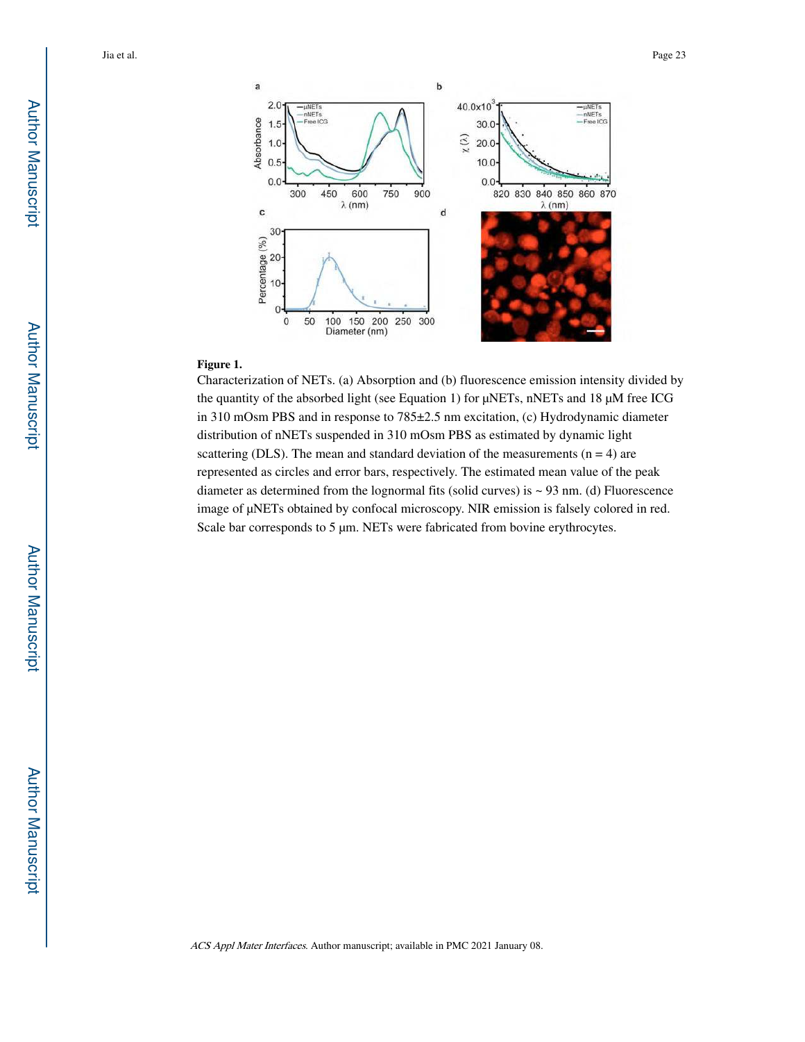**Figure 1.**

Characterization of NETs. (a) Absorption and (b) fluorescence emission intensity divided by the quantity of the absorbed light (see Equation 1) for μNETs, nNETs and 18 μM free ICG in 310 mOsm PBS and in response to 785±2.5 nm excitation, (c) Hydrodynamic diameter distribution of nNETs suspended in 310 mOsm PBS as estimated by dynamic light scattering (DLS). The mean and standard deviation of the measurements (n = 4) are represented as circles and error bars, respectively. The estimated mean value of the peak diameter as determined from the lognormal fits (solid curves) is ~ 93 nm. (d) Fluorescence image of μNETs obtained by confocal microscopy. NIR emission is falsely colored in red. Scale bar corresponds to 5 μm. NETs were fabricated from bovine erythrocytes.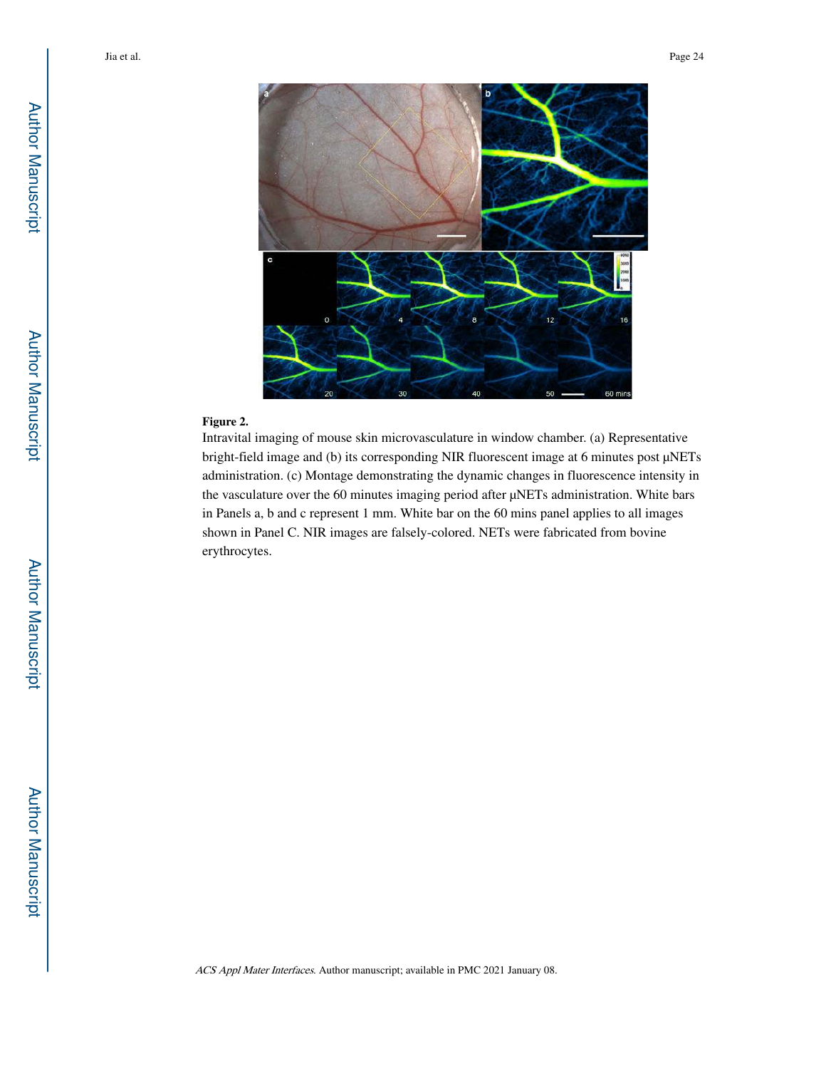**Figure 2.**

Intravital imaging of mouse skin microvasculature in window chamber. (a) Representative bright-field image and (b) its corresponding NIR fluorescent image at 6 minutes post μNETs administration. (c) Montage demonstrating the dynamic changes in fluorescence intensity in the vasculature over the 60 minutes imaging period after μNETs administration. White bars in Panels a, b and c represent 1 mm. White bar on the 60 mins panel applies to all images shown in Panel C. NIR images are falsely-colored. NETs were fabricated from bovine erythrocytes.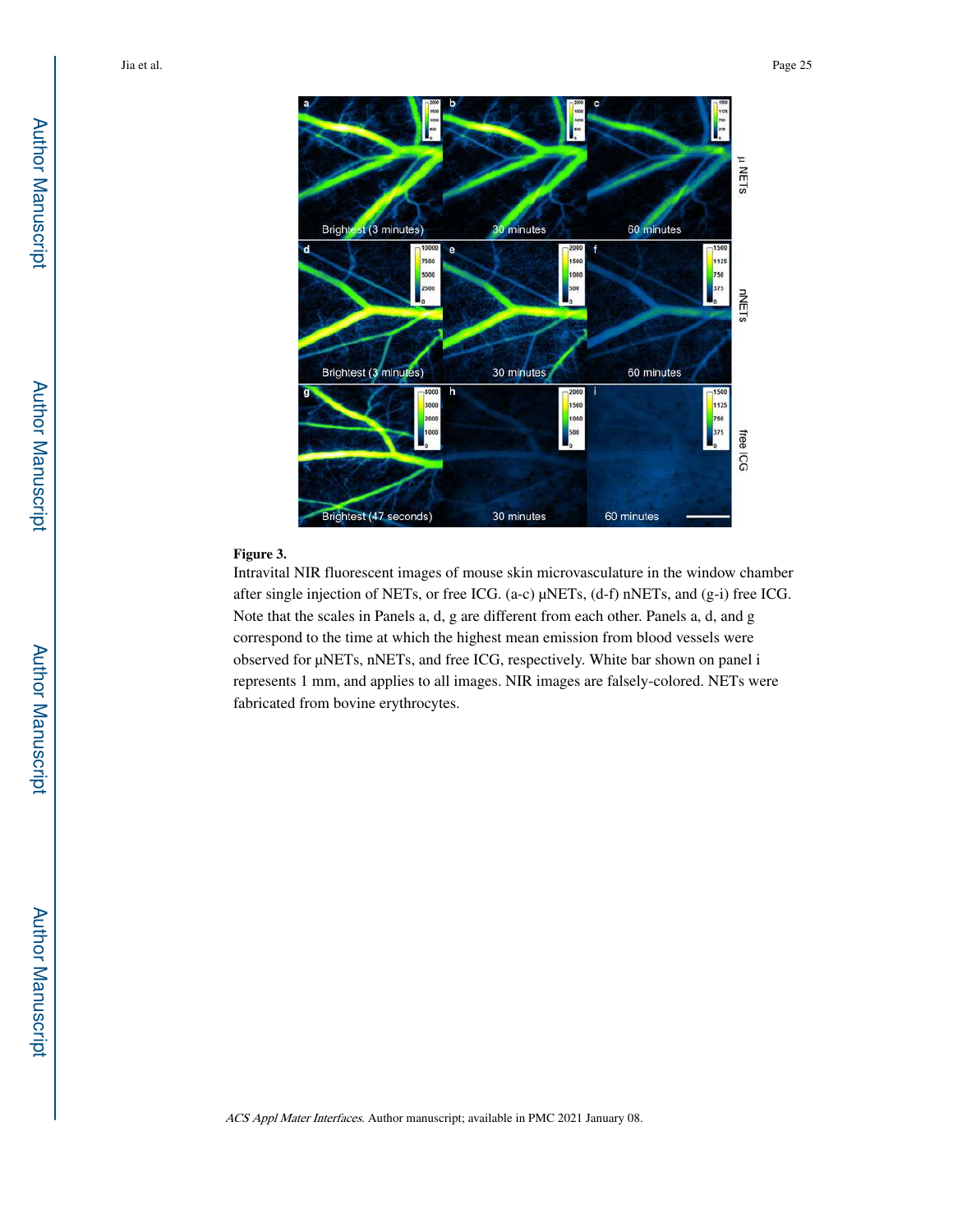**Figure 3.**

Intravital NIR fluorescent images of mouse skin microvasculature in the window chamber after single injection of NETs, or free ICG. (a-c) μNETs, (d-f) nNETs, and (g-i) free ICG. Note that the scales in Panels a, d, g are different from each other. Panels a, d, and g correspond to the time at which the highest mean emission from blood vessels were observed for μNETs, nNETs, and free ICG, respectively. White bar shown on panel i represents 1 mm, and applies to all images. NIR images are falsely-colored. NETs were fabricated from bovine erythrocytes.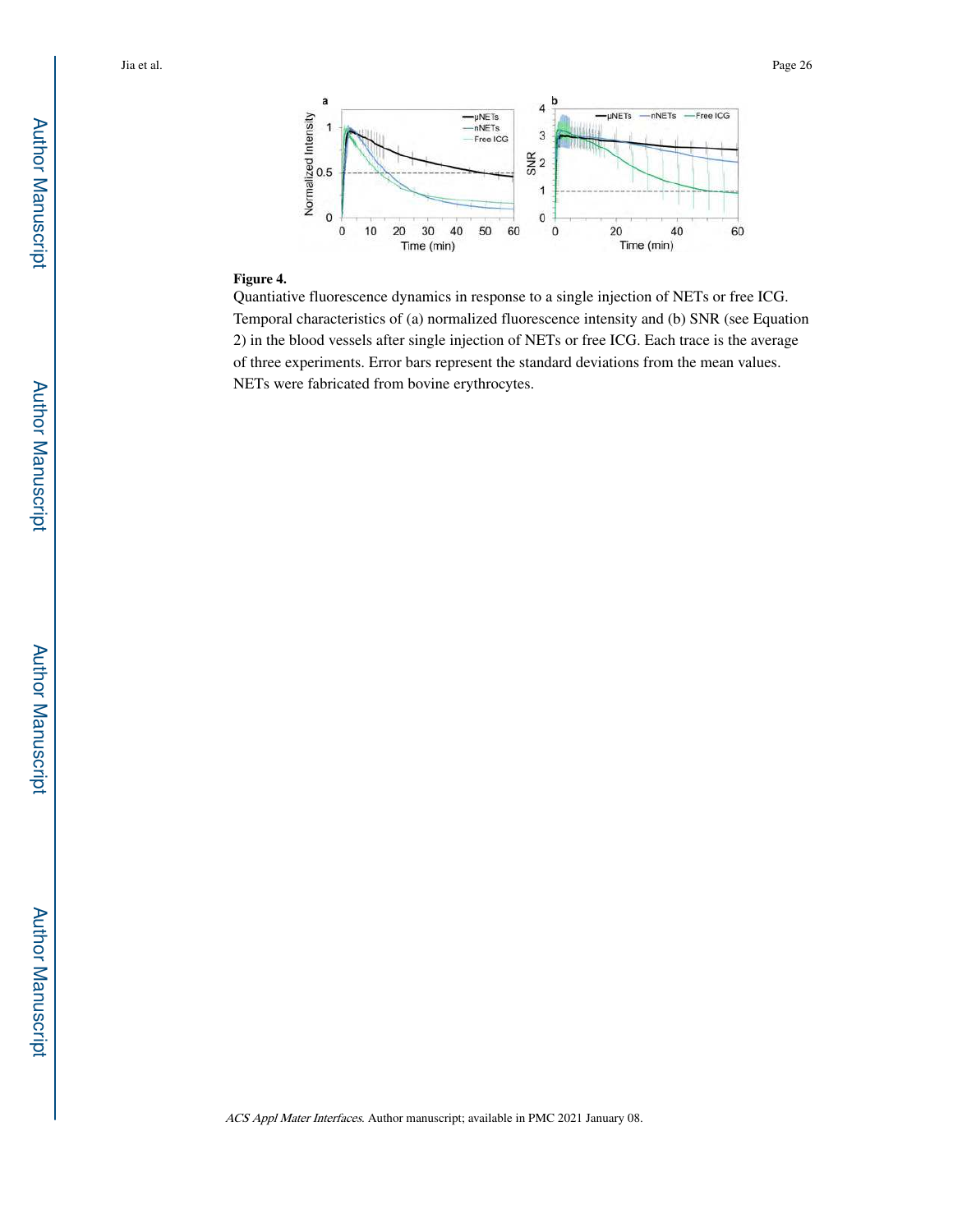**Figure 4.**

Quantiative fluorescence dynamics in response to a single injection of NETs or free ICG. Temporal characteristics of (a) normalized fluorescence intensity and (b) SNR (see Equation 2) in the blood vessels after single injection of NETs or free ICG. Each trace is the average of three experiments. Error bars represent the standard deviations from the mean values. NETs were fabricated from bovine erythrocytes.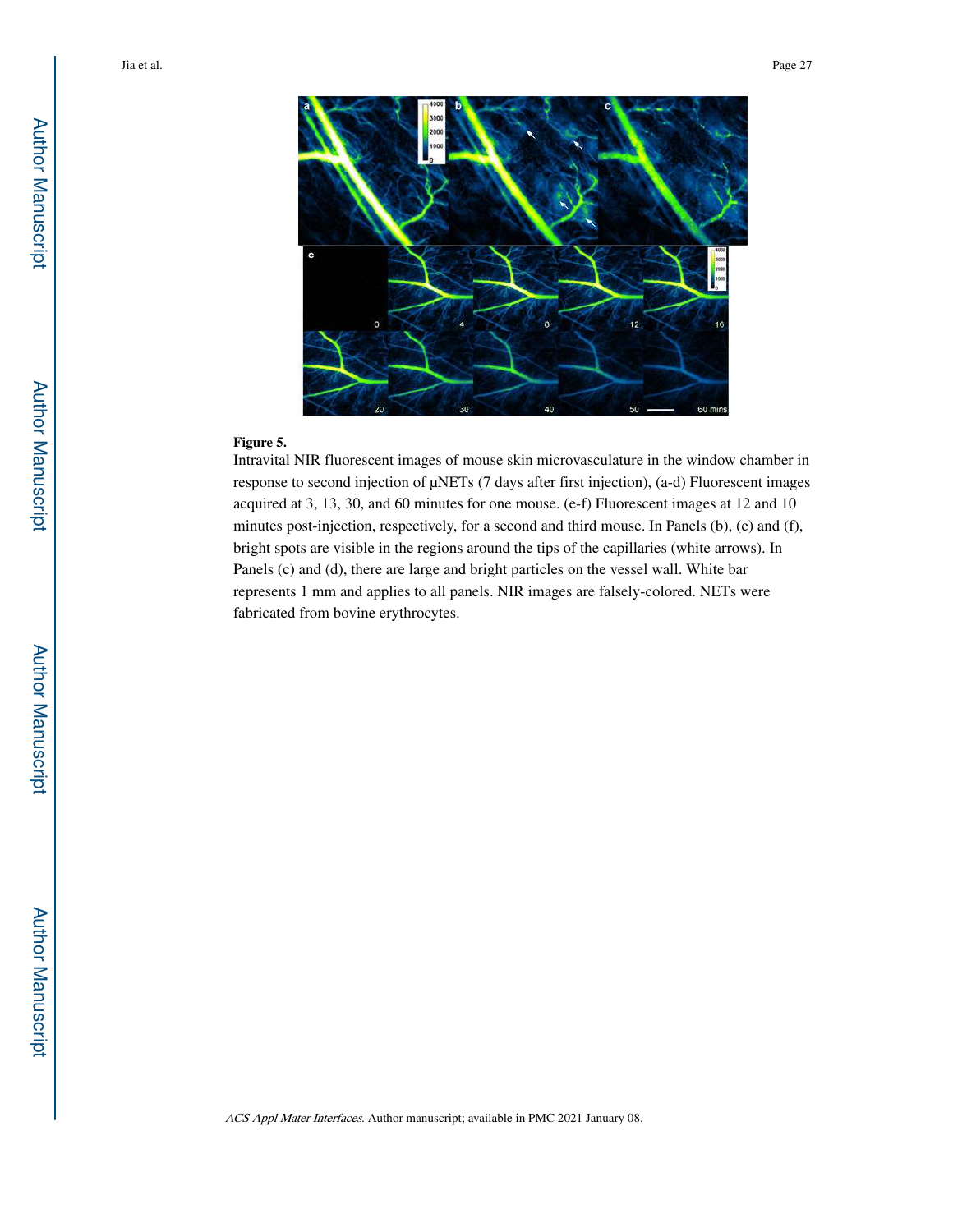**Figure 5.**

Intravital NIR fluorescent images of mouse skin microvasculature in the window chamber in response to second injection of μNETs (7 days after first injection), (a-d) Fluorescent images acquired at 3, 13, 30, and 60 minutes for one mouse. (e-f) Fluorescent images at 12 and 10 minutes post-injection, respectively, for a second and third mouse. In Panels (b), (e) and (f), bright spots are visible in the regions around the tips of the capillaries (white arrows). In Panels (c) and (d), there are large and bright particles on the vessel wall. White bar represents 1 mm and applies to all panels. NIR images are falsely-colored. NETs were fabricated from bovine erythrocytes.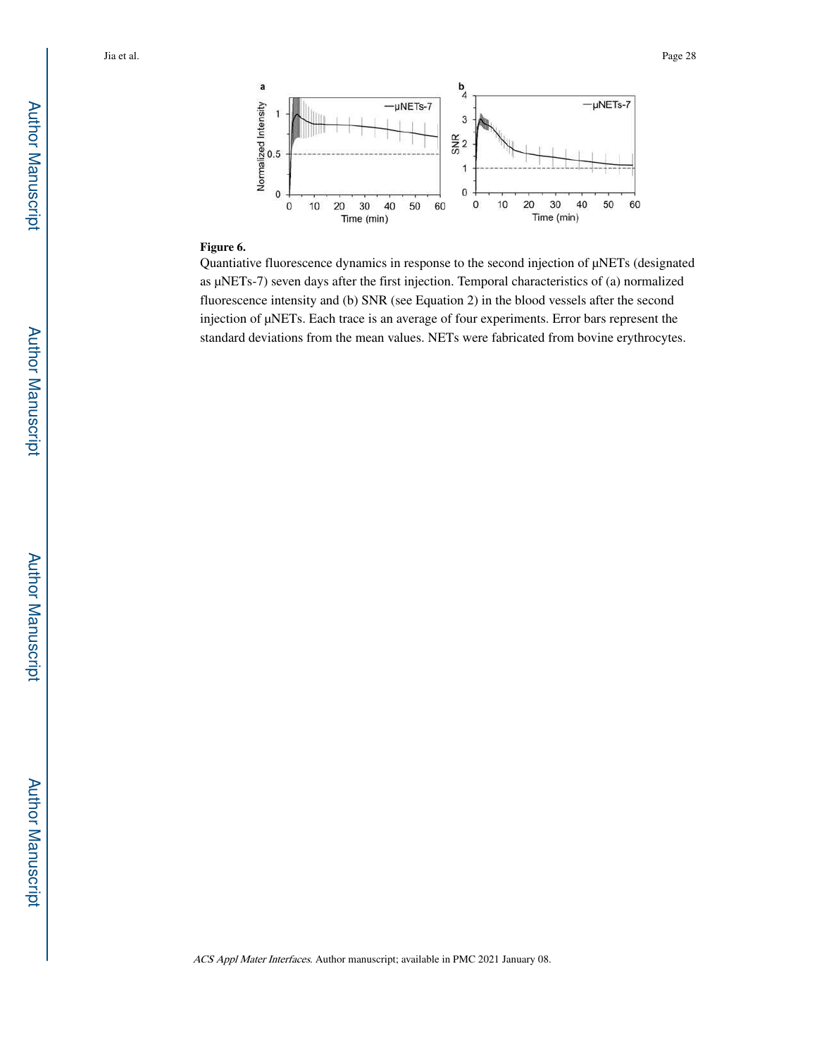**Figure 6.**

Quantiative fluorescence dynamics in response to the second injection of μNETs (designated as μNETs-7) seven days after the first injection. Temporal characteristics of (a) normalized fluorescence intensity and (b) SNR (see Equation 2) in the blood vessels after the second injection of μNETs. Each trace is an average of four experiments. Error bars represent the standard deviations from the mean values. NETs were fabricated from bovine erythrocytes.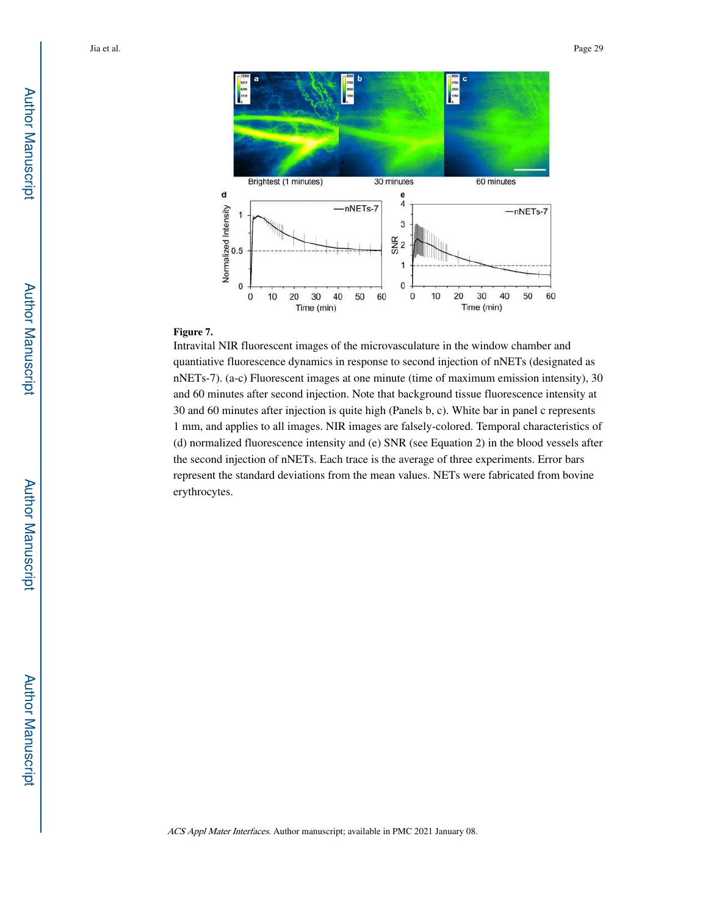**Figure 7.**

Intravital NIR fluorescent images of the microvasculature in the window chamber and quantiative fluorescence dynamics in response to second injection of nNETs (designated as nNETs-7). (a-c) Fluorescent images at one minute (time of maximum emission intensity), 30 and 60 minutes after second injection. Note that background tissue fluorescence intensity at 30 and 60 minutes after injection is quite high (Panels b, c). White bar in panel c represents 1 mm, and applies to all images. NIR images are falsely-colored. Temporal characteristics of (d) normalized fluorescence intensity and (e) SNR (see Equation 2) in the blood vessels after the second injection of nNETs. Each trace is the average of three experiments. Error bars represent the standard deviations from the mean values. NETs were fabricated from bovine erythrocytes.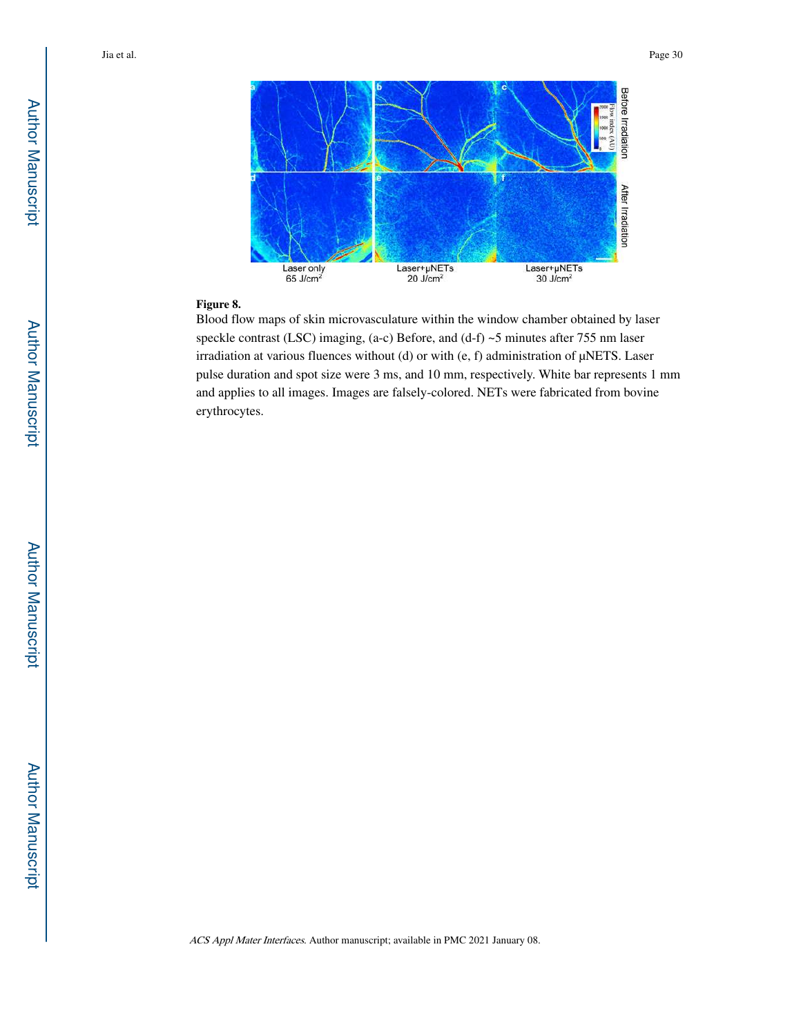**Figure 8.**

Blood flow maps of skin microvasculature within the window chamber obtained by laser speckle contrast (LSC) imaging, (a-c) Before, and (d-f) ~5 minutes after 755 nm laser irradiation at various fluences without (d) or with (e, f) administration of μNETS. Laser pulse duration and spot size were 3 ms, and 10 mm, respectively. White bar represents 1 mm and applies to all images. Images are falsely-colored. NETs were fabricated from bovine erythrocytes.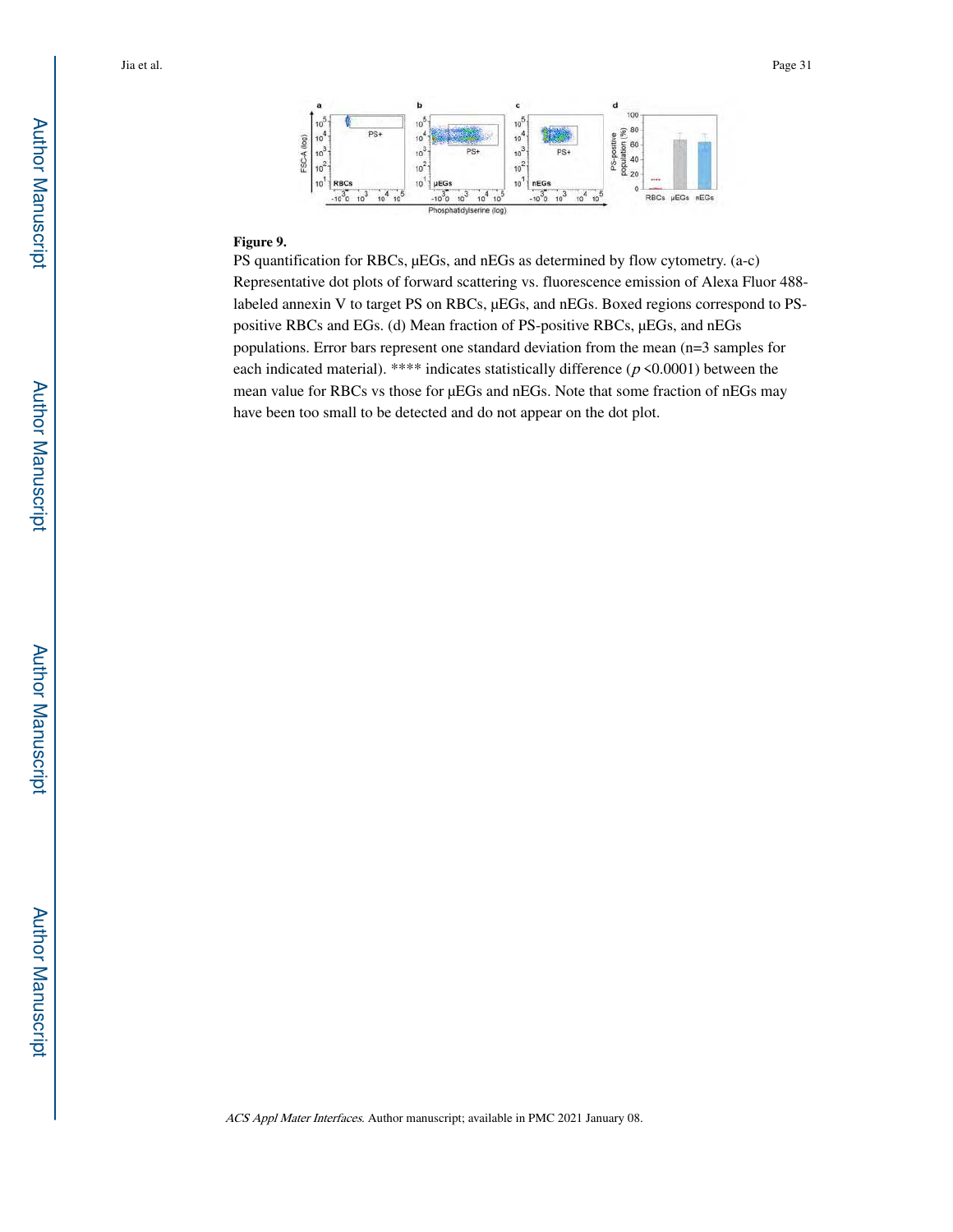a

b

c

d

FSC-A (log)

Phosphatidylserine (log)

PS+

RBCs

μEGs

nEGs

PS-positive population (%)

****

RBCs μEGs nEGs

**Figure 9.**

PS quantification for RBCs, μEGs, and nEGs as determined by flow cytometry. (a-c) Representative dot plots of forward scattering vs. fluorescence emission of Alexa Fluor 488-labeled annexin V to target PS on RBCs, μEGs, and nEGs. Boxed regions correspond to PS-positive RBCs and EGs. (d) Mean fraction of PS-positive RBCs, μEGs, and nEGs populations. Error bars represent one standard deviation from the mean (n=3 samples for each indicated material). **** indicates statistically difference ($p$ <0.0001) between the mean value for RBCs vs those for μEGs and nEGs. Note that some fraction of nEGs may have been too small to be detected and do not appear on the dot plot.